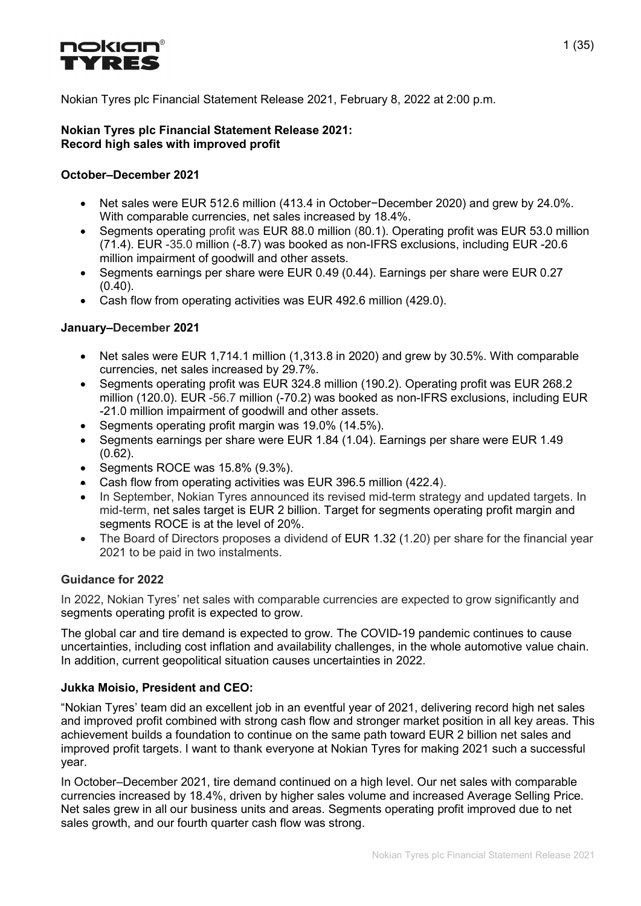Nokian Tyres plc Financial Statement Release 2021, February 8, 2022 at 2:00 p.m.

**Nokian Tyres plc Financial Statement Release 2021:**
**Record high sales with improved profit**

**October–December 2021**

- Net sales were EUR 512.6 million (413.4 in October−December 2020) and grew by 24.0%. With comparable currencies, net sales increased by 18.4%.
- Segments operating profit was EUR 88.0 million (80.1). Operating profit was EUR 53.0 million (71.4). EUR -35.0 million (-8.7) was booked as non-IFRS exclusions, including EUR -20.6 million impairment of goodwill and other assets.
- Segments earnings per share were EUR 0.49 (0.44). Earnings per share were EUR 0.27 (0.40).
- Cash flow from operating activities was EUR 492.6 million (429.0).

**January–December 2021**

- Net sales were EUR 1,714.1 million (1,313.8 in 2020) and grew by 30.5%. With comparable currencies, net sales increased by 29.7%.
- Segments operating profit was EUR 324.8 million (190.2). Operating profit was EUR 268.2 million (120.0). EUR -56.7 million (-70.2) was booked as non-IFRS exclusions, including EUR -21.0 million impairment of goodwill and other assets.
- Segments operating profit margin was 19.0% (14.5%).
- Segments earnings per share were EUR 1.84 (1.04). Earnings per share were EUR 1.49 (0.62).
- Segments ROCE was 15.8% (9.3%).
- Cash flow from operating activities was EUR 396.5 million (422.4).
- In September, Nokian Tyres announced its revised mid-term strategy and updated targets. In mid-term, net sales target is EUR 2 billion. Target for segments operating profit margin and segments ROCE is at the level of 20%.
- The Board of Directors proposes a dividend of EUR 1.32 (1.20) per share for the financial year 2021 to be paid in two instalments.

**Guidance for 2022**

In 2022, Nokian Tyres' net sales with comparable currencies are expected to grow significantly and segments operating profit is expected to grow.

The global car and tire demand is expected to grow. The COVID-19 pandemic continues to cause uncertainties, including cost inflation and availability challenges, in the whole automotive value chain. In addition, current geopolitical situation causes uncertainties in 2022.

**Jukka Moisio, President and CEO:**

"Nokian Tyres' team did an excellent job in an eventful year of 2021, delivering record high net sales and improved profit combined with strong cash flow and stronger market position in all key areas. This achievement builds a foundation to continue on the same path toward EUR 2 billion net sales and improved profit targets. I want to thank everyone at Nokian Tyres for making 2021 such a successful year.

In October–December 2021, tire demand continued on a high level. Our net sales with comparable currencies increased by 18.4%, driven by higher sales volume and increased Average Selling Price. Net sales grew in all our business units and areas. Segments operating profit improved due to net sales growth, and our fourth quarter cash flow was strong.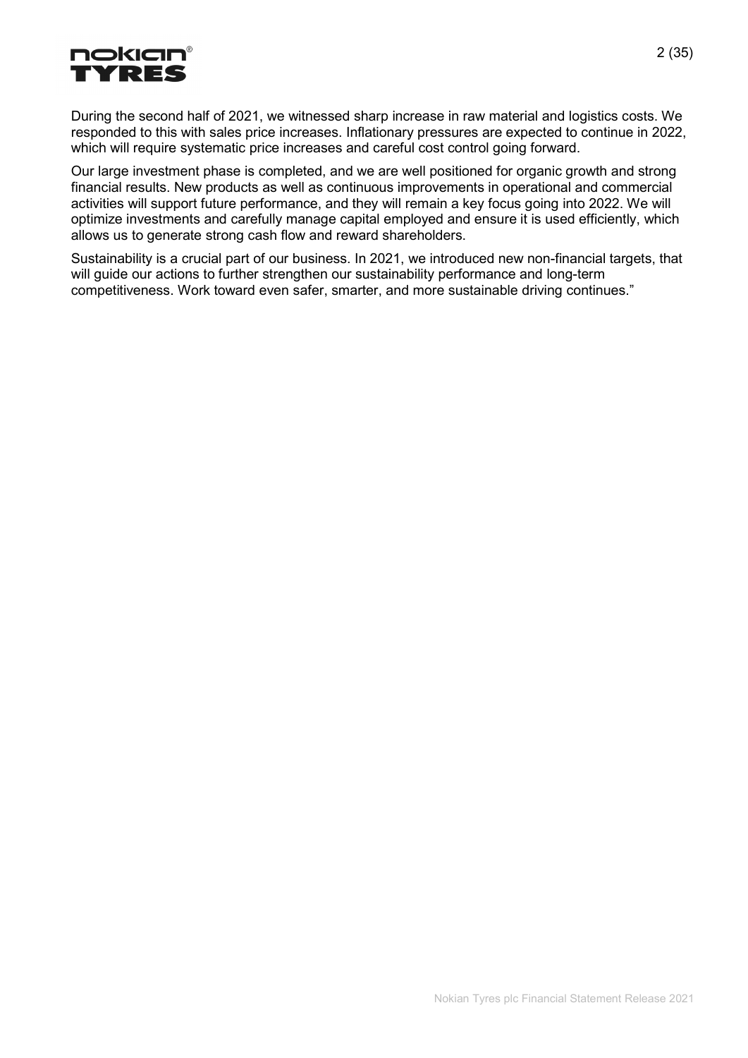During the second half of 2021, we witnessed sharp increase in raw material and logistics costs. We responded to this with sales price increases. Inflationary pressures are expected to continue in 2022, which will require systematic price increases and careful cost control going forward.

Our large investment phase is completed, and we are well positioned for organic growth and strong financial results. New products as well as continuous improvements in operational and commercial activities will support future performance, and they will remain a key focus going into 2022. We will optimize investments and carefully manage capital employed and ensure it is used efficiently, which allows us to generate strong cash flow and reward shareholders.

Sustainability is a crucial part of our business. In 2021, we introduced new non-financial targets, that will guide our actions to further strengthen our sustainability performance and long-term competitiveness. Work toward even safer, smarter, and more sustainable driving continues."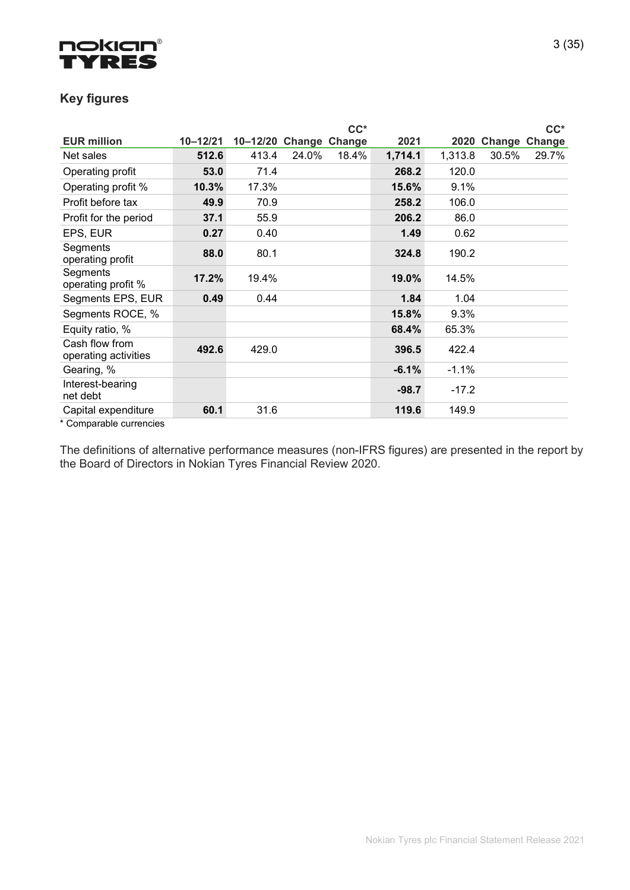## Key figures

| EUR million | 10–12/21 | 10–12/20 | Change | CC* Change | 2021 | 2020 | Change | CC* Change |
|---|---|---|---|---|---|---|---|---|
| Net sales | **512.6** | 413.4 | 24.0% | 18.4% | **1,714.1** | 1,313.8 | 30.5% | 29.7% |
| Operating profit | **53.0** | 71.4 | | | **268.2** | 120.0 | | |
| Operating profit % | **10.3%** | 17.3% | | | **15.6%** | 9.1% | | |
| Profit before tax | **49.9** | 70.9 | | | **258.2** | 106.0 | | |
| Profit for the period | **37.1** | 55.9 | | | **206.2** | 86.0 | | |
| EPS, EUR | **0.27** | 0.40 | | | **1.49** | 0.62 | | |
| Segments operating profit | **88.0** | 80.1 | | | **324.8** | 190.2 | | |
| Segments operating profit % | **17.2%** | 19.4% | | | **19.0%** | 14.5% | | |
| Segments EPS, EUR | **0.49** | 0.44 | | | **1.84** | 1.04 | | |
| Segments ROCE, % | | | | | **15.8%** | 9.3% | | |
| Equity ratio, % | | | | | **68.4%** | 65.3% | | |
| Cash flow from operating activities | **492.6** | 429.0 | | | **396.5** | 422.4 | | |
| Gearing, % | | | | | **-6.1%** | -1.1% | | |
| Interest-bearing net debt | | | | | **-98.7** | -17.2 | | |
| Capital expenditure | **60.1** | 31.6 | | | **119.6** | 149.9 | | |

* Comparable currencies

The definitions of alternative performance measures (non-IFRS figures) are presented in the report by the Board of Directors in Nokian Tyres Financial Review 2020.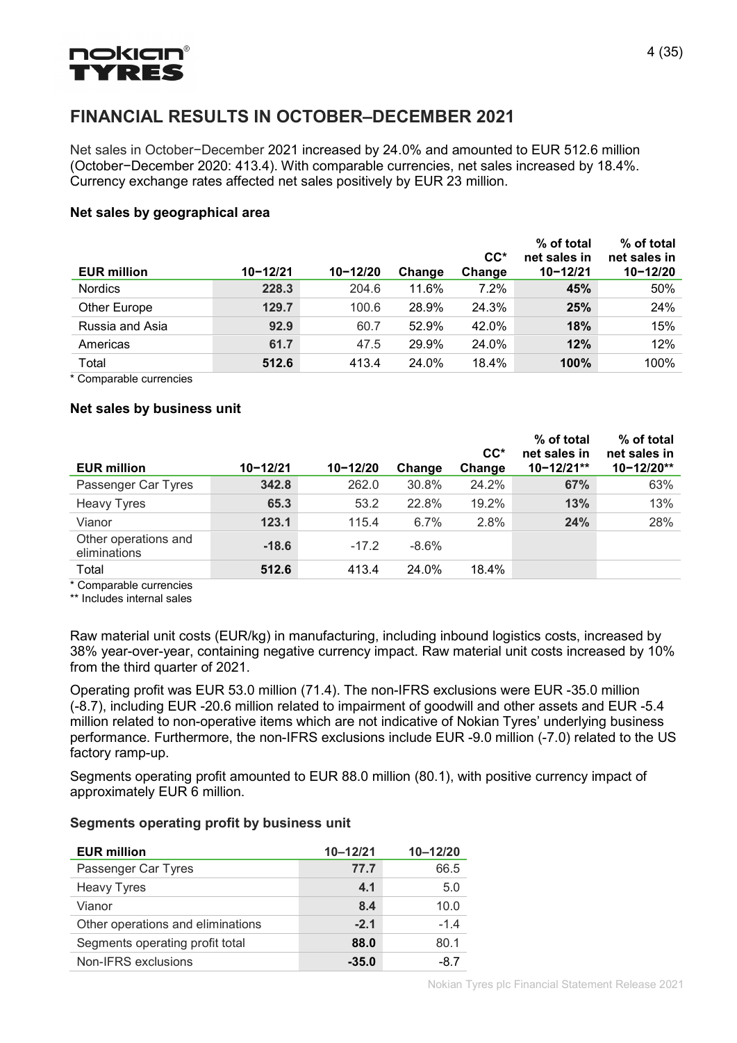## FINANCIAL RESULTS IN OCTOBER–DECEMBER 2021

Net sales in October−December 2021 increased by 24.0% and amounted to EUR 512.6 million (October−December 2020: 413.4). With comparable currencies, net sales increased by 18.4%. Currency exchange rates affected net sales positively by EUR 23 million.

**Net sales by geographical area**

| EUR million | 10−12/21 | 10−12/20 | Change | CC* Change | % of total net sales in 10−12/21 | % of total net sales in 10−12/20 |
|---|---|---|---|---|---|---|
| Nordics | **228.3** | 204.6 | 11.6% | 7.2% | **45%** | 50% |
| Other Europe | **129.7** | 100.6 | 28.9% | 24.3% | **25%** | 24% |
| Russia and Asia | **92.9** | 60.7 | 52.9% | 42.0% | **18%** | 15% |
| Americas | **61.7** | 47.5 | 29.9% | 24.0% | **12%** | 12% |
| Total | **512.6** | 413.4 | 24.0% | 18.4% | **100%** | 100% |

\* Comparable currencies

**Net sales by business unit**

| EUR million | 10−12/21 | 10−12/20 | Change | CC* Change | % of total net sales in 10−12/21** | % of total net sales in 10−12/20** |
|---|---|---|---|---|---|---|
| Passenger Car Tyres | **342.8** | 262.0 | 30.8% | 24.2% | **67%** | 63% |
| Heavy Tyres | **65.3** | 53.2 | 22.8% | 19.2% | **13%** | 13% |
| Vianor | **123.1** | 115.4 | 6.7% | 2.8% | **24%** | 28% |
| Other operations and eliminations | **-18.6** | -17.2 | -8.6% | | | |
| Total | **512.6** | 413.4 | 24.0% | 18.4% | | |

\* Comparable currencies
\** Includes internal sales

Raw material unit costs (EUR/kg) in manufacturing, including inbound logistics costs, increased by 38% year-over-year, containing negative currency impact. Raw material unit costs increased by 10% from the third quarter of 2021.

Operating profit was EUR 53.0 million (71.4). The non-IFRS exclusions were EUR -35.0 million (-8.7), including EUR -20.6 million related to impairment of goodwill and other assets and EUR -5.4 million related to non-operative items which are not indicative of Nokian Tyres' underlying business performance. Furthermore, the non-IFRS exclusions include EUR -9.0 million (-7.0) related to the US factory ramp-up.

Segments operating profit amounted to EUR 88.0 million (80.1), with positive currency impact of approximately EUR 6 million.

**Segments operating profit by business unit**

| EUR million | 10–12/21 | 10–12/20 |
|---|---|---|
| Passenger Car Tyres | **77.7** | 66.5 |
| Heavy Tyres | **4.1** | 5.0 |
| Vianor | **8.4** | 10.0 |
| Other operations and eliminations | **-2.1** | -1.4 |
| Segments operating profit total | **88.0** | 80.1 |
| Non-IFRS exclusions | **-35.0** | -8.7 |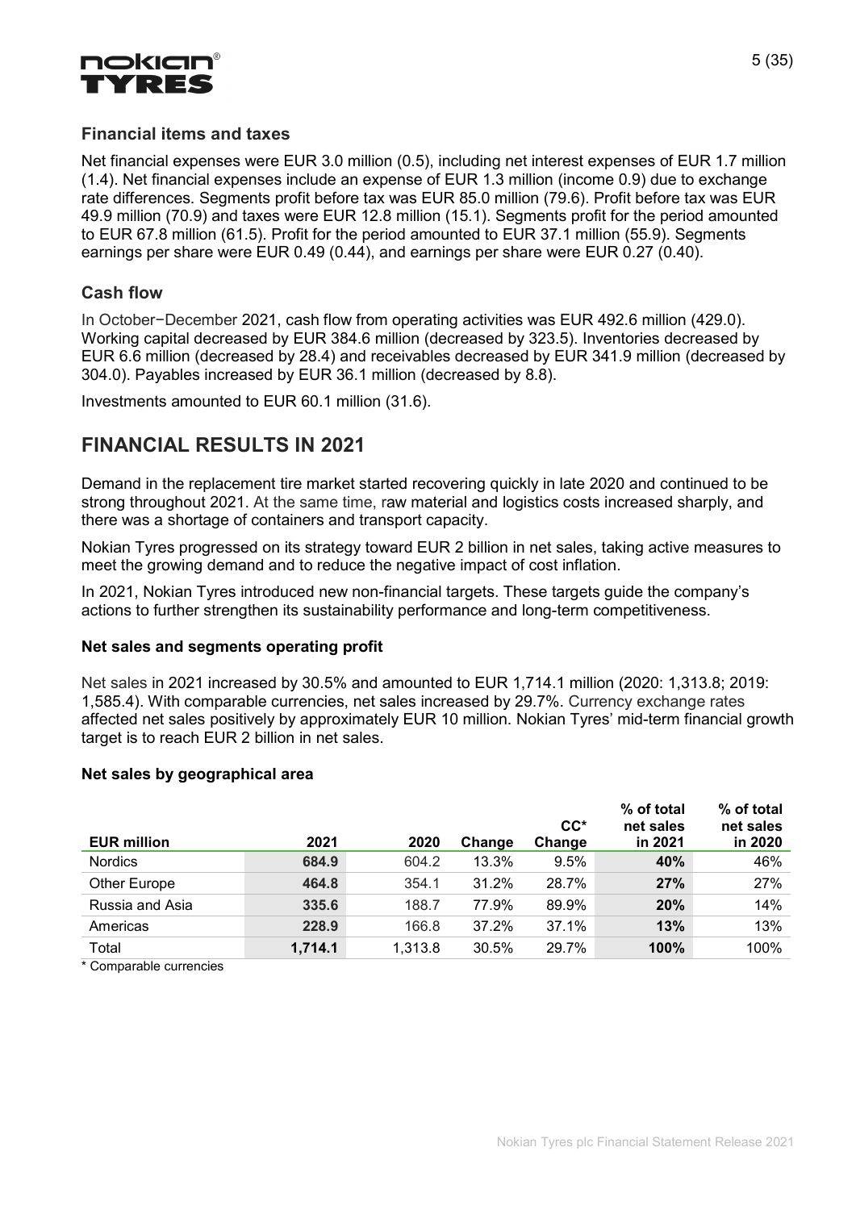### Financial items and taxes

Net financial expenses were EUR 3.0 million (0.5), including net interest expenses of EUR 1.7 million (1.4). Net financial expenses include an expense of EUR 1.3 million (income 0.9) due to exchange rate differences. Segments profit before tax was EUR 85.0 million (79.6). Profit before tax was EUR 49.9 million (70.9) and taxes were EUR 12.8 million (15.1). Segments profit for the period amounted to EUR 67.8 million (61.5). Profit for the period amounted to EUR 37.1 million (55.9). Segments earnings per share were EUR 0.49 (0.44), and earnings per share were EUR 0.27 (0.40).

### Cash flow

In October−December 2021, cash flow from operating activities was EUR 492.6 million (429.0). Working capital decreased by EUR 384.6 million (decreased by 323.5). Inventories decreased by EUR 6.6 million (decreased by 28.4) and receivables decreased by EUR 341.9 million (decreased by 304.0). Payables increased by EUR 36.1 million (decreased by 8.8).

Investments amounted to EUR 60.1 million (31.6).

## FINANCIAL RESULTS IN 2021

Demand in the replacement tire market started recovering quickly in late 2020 and continued to be strong throughout 2021. At the same time, raw material and logistics costs increased sharply, and there was a shortage of containers and transport capacity.

Nokian Tyres progressed on its strategy toward EUR 2 billion in net sales, taking active measures to meet the growing demand and to reduce the negative impact of cost inflation.

In 2021, Nokian Tyres introduced new non-financial targets. These targets guide the company's actions to further strengthen its sustainability performance and long-term competitiveness.

**Net sales and segments operating profit**

Net sales in 2021 increased by 30.5% and amounted to EUR 1,714.1 million (2020: 1,313.8; 2019: 1,585.4). With comparable currencies, net sales increased by 29.7%. Currency exchange rates affected net sales positively by approximately EUR 10 million. Nokian Tyres' mid-term financial growth target is to reach EUR 2 billion in net sales.

**Net sales by geographical area**

| EUR million | 2021 | 2020 | Change | CC* Change | % of total net sales in 2021 | % of total net sales in 2020 |
|---|---|---|---|---|---|---|
| Nordics | **684.9** | 604.2 | 13.3% | 9.5% | **40%** | 46% |
| Other Europe | **464.8** | 354.1 | 31.2% | 28.7% | **27%** | 27% |
| Russia and Asia | **335.6** | 188.7 | 77.9% | 89.9% | **20%** | 14% |
| Americas | **228.9** | 166.8 | 37.2% | 37.1% | **13%** | 13% |
| Total | **1,714.1** | 1,313.8 | 30.5% | 29.7% | **100%** | 100% |

* Comparable currencies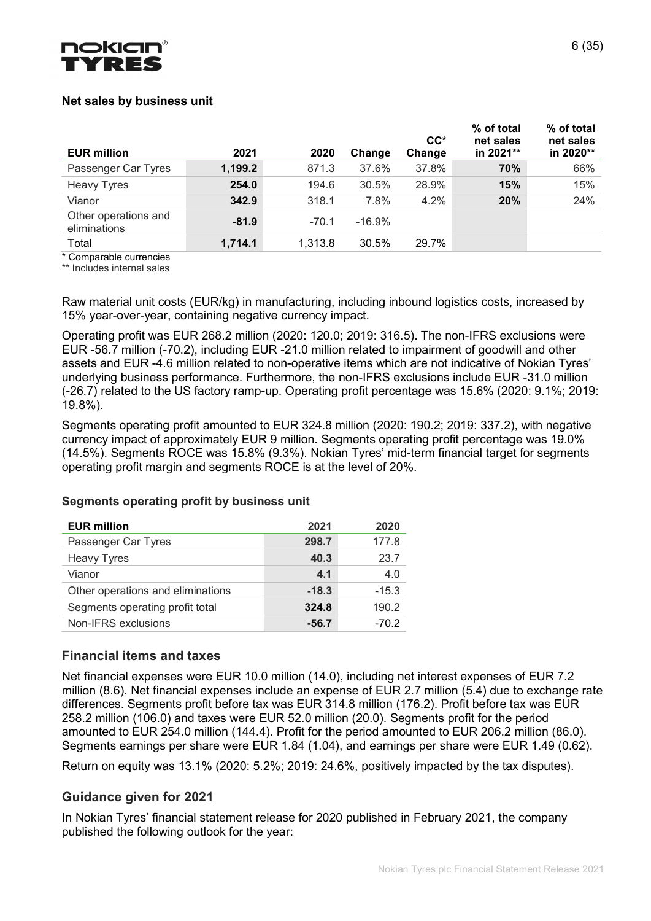### Net sales by business unit

| EUR million | 2021 | 2020 | Change | CC* Change | % of total net sales in 2021** | % of total net sales in 2020** |
|---|---|---|---|---|---|---|
| Passenger Car Tyres | **1,199.2** | 871.3 | 37.6% | 37.8% | **70%** | 66% |
| Heavy Tyres | **254.0** | 194.6 | 30.5% | 28.9% | **15%** | 15% |
| Vianor | **342.9** | 318.1 | 7.8% | 4.2% | **20%** | 24% |
| Other operations and eliminations | **-81.9** | -70.1 | -16.9% | | | |
| Total | **1,714.1** | 1,313.8 | 30.5% | 29.7% | | |

\* Comparable currencies
\*\* Includes internal sales

Raw material unit costs (EUR/kg) in manufacturing, including inbound logistics costs, increased by 15% year-over-year, containing negative currency impact.

Operating profit was EUR 268.2 million (2020: 120.0; 2019: 316.5). The non-IFRS exclusions were EUR -56.7 million (-70.2), including EUR -21.0 million related to impairment of goodwill and other assets and EUR -4.6 million related to non-operative items which are not indicative of Nokian Tyres' underlying business performance. Furthermore, the non-IFRS exclusions include EUR -31.0 million (-26.7) related to the US factory ramp-up. Operating profit percentage was 15.6% (2020: 9.1%; 2019: 19.8%).

Segments operating profit amounted to EUR 324.8 million (2020: 190.2; 2019: 337.2), with negative currency impact of approximately EUR 9 million. Segments operating profit percentage was 19.0% (14.5%). Segments ROCE was 15.8% (9.3%). Nokian Tyres' mid-term financial target for segments operating profit margin and segments ROCE is at the level of 20%.

### Segments operating profit by business unit

| EUR million | 2021 | 2020 |
|---|---|---|
| Passenger Car Tyres | **298.7** | 177.8 |
| Heavy Tyres | **40.3** | 23.7 |
| Vianor | **4.1** | 4.0 |
| Other operations and eliminations | **-18.3** | -15.3 |
| Segments operating profit total | **324.8** | 190.2 |
| Non-IFRS exclusions | **-56.7** | -70.2 |

## Financial items and taxes

Net financial expenses were EUR 10.0 million (14.0), including net interest expenses of EUR 7.2 million (8.6). Net financial expenses include an expense of EUR 2.7 million (5.4) due to exchange rate differences. Segments profit before tax was EUR 314.8 million (176.2). Profit before tax was EUR 258.2 million (106.0) and taxes were EUR 52.0 million (20.0). Segments profit for the period amounted to EUR 254.0 million (144.4). Profit for the period amounted to EUR 206.2 million (86.0). Segments earnings per share were EUR 1.84 (1.04), and earnings per share were EUR 1.49 (0.62).

Return on equity was 13.1% (2020: 5.2%; 2019: 24.6%, positively impacted by the tax disputes).

## Guidance given for 2021

In Nokian Tyres' financial statement release for 2020 published in February 2021, the company published the following outlook for the year: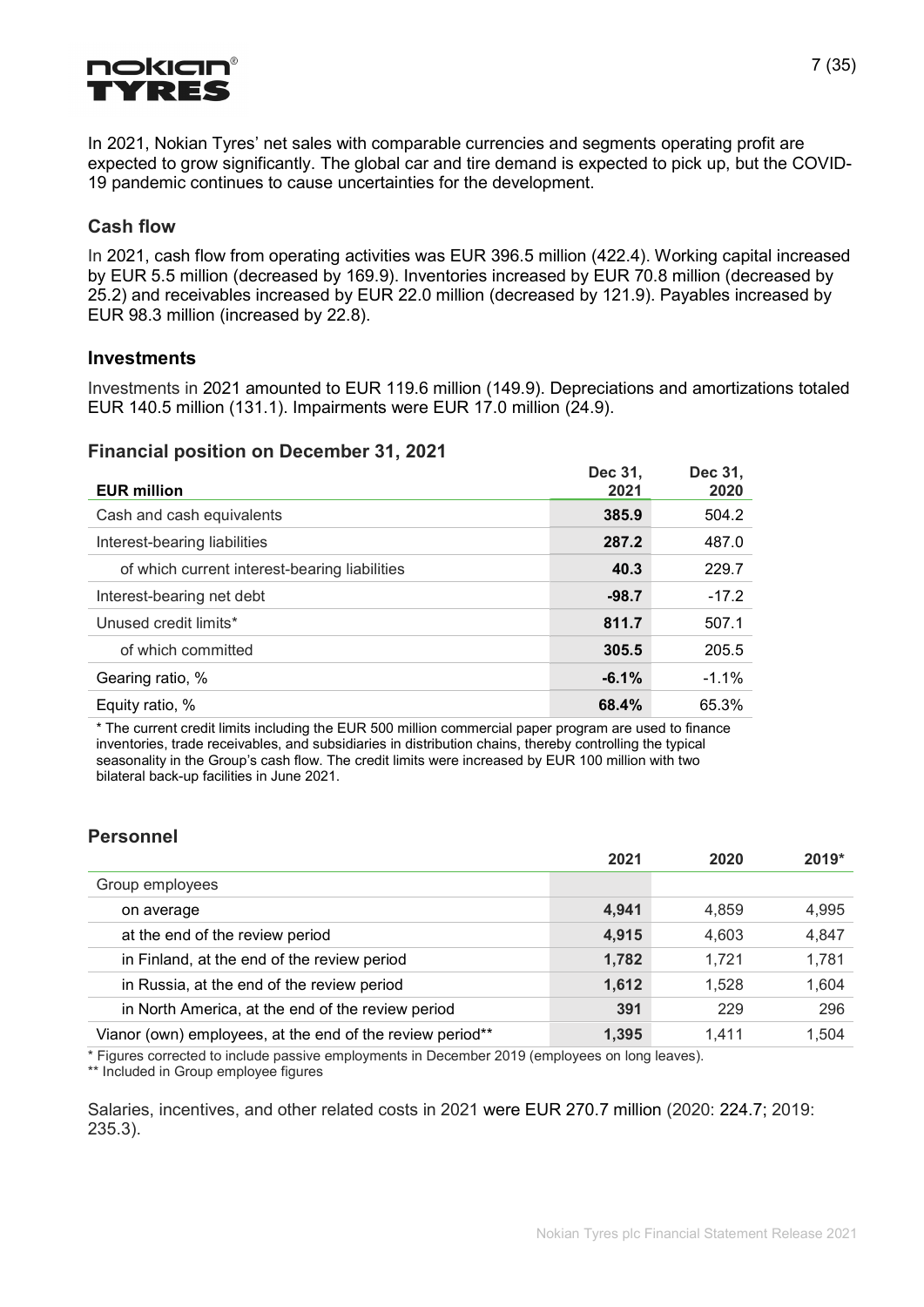In 2021, Nokian Tyres' net sales with comparable currencies and segments operating profit are expected to grow significantly. The global car and tire demand is expected to pick up, but the COVID-19 pandemic continues to cause uncertainties for the development.

## Cash flow

In 2021, cash flow from operating activities was EUR 396.5 million (422.4). Working capital increased by EUR 5.5 million (decreased by 169.9). Inventories increased by EUR 70.8 million (decreased by 25.2) and receivables increased by EUR 22.0 million (decreased by 121.9). Payables increased by EUR 98.3 million (increased by 22.8).

## Investments

Investments in 2021 amounted to EUR 119.6 million (149.9). Depreciations and amortizations totaled EUR 140.5 million (131.1). Impairments were EUR 17.0 million (24.9).

## Financial position on December 31, 2021

| EUR million | Dec 31, 2021 | Dec 31, 2020 |
|---|---|---|
| Cash and cash equivalents | **385.9** | 504.2 |
| Interest-bearing liabilities | **287.2** | 487.0 |
| of which current interest-bearing liabilities | **40.3** | 229.7 |
| Interest-bearing net debt | **-98.7** | -17.2 |
| Unused credit limits* | **811.7** | 507.1 |
| of which committed | **305.5** | 205.5 |
| Gearing ratio, % | **-6.1%** | -1.1% |
| Equity ratio, % | **68.4%** | 65.3% |

* The current credit limits including the EUR 500 million commercial paper program are used to finance inventories, trade receivables, and subsidiaries in distribution chains, thereby controlling the typical seasonality in the Group's cash flow. The credit limits were increased by EUR 100 million with two bilateral back-up facilities in June 2021.

## Personnel

| | 2021 | 2020 | 2019* |
|---|---|---|---|
| Group employees | | | |
| on average | **4,941** | 4,859 | 4,995 |
| at the end of the review period | **4,915** | 4,603 | 4,847 |
| in Finland, at the end of the review period | **1,782** | 1,721 | 1,781 |
| in Russia, at the end of the review period | **1,612** | 1,528 | 1,604 |
| in North America, at the end of the review period | **391** | 229 | 296 |
| Vianor (own) employees, at the end of the review period** | **1,395** | 1,411 | 1,504 |

* Figures corrected to include passive employments in December 2019 (employees on long leaves).
** Included in Group employee figures

Salaries, incentives, and other related costs in 2021 were EUR 270.7 million (2020: 224.7; 2019: 235.3).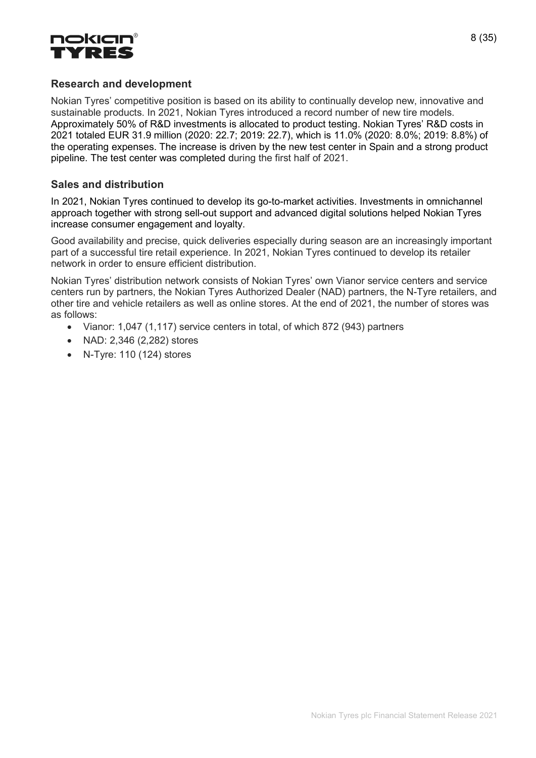## Research and development

Nokian Tyres' competitive position is based on its ability to continually develop new, innovative and sustainable products. In 2021, Nokian Tyres introduced a record number of new tire models. Approximately 50% of R&D investments is allocated to product testing. Nokian Tyres' R&D costs in 2021 totaled EUR 31.9 million (2020: 22.7; 2019: 22.7), which is 11.0% (2020: 8.0%; 2019: 8.8%) of the operating expenses. The increase is driven by the new test center in Spain and a strong product pipeline. The test center was completed during the first half of 2021.

## Sales and distribution

In 2021, Nokian Tyres continued to develop its go-to-market activities. Investments in omnichannel approach together with strong sell-out support and advanced digital solutions helped Nokian Tyres increase consumer engagement and loyalty.

Good availability and precise, quick deliveries especially during season are an increasingly important part of a successful tire retail experience. In 2021, Nokian Tyres continued to develop its retailer network in order to ensure efficient distribution.

Nokian Tyres' distribution network consists of Nokian Tyres' own Vianor service centers and service centers run by partners, the Nokian Tyres Authorized Dealer (NAD) partners, the N-Tyre retailers, and other tire and vehicle retailers as well as online stores. At the end of 2021, the number of stores was as follows:

- Vianor: 1,047 (1,117) service centers in total, of which 872 (943) partners
- NAD: 2,346 (2,282) stores
- N-Tyre: 110 (124) stores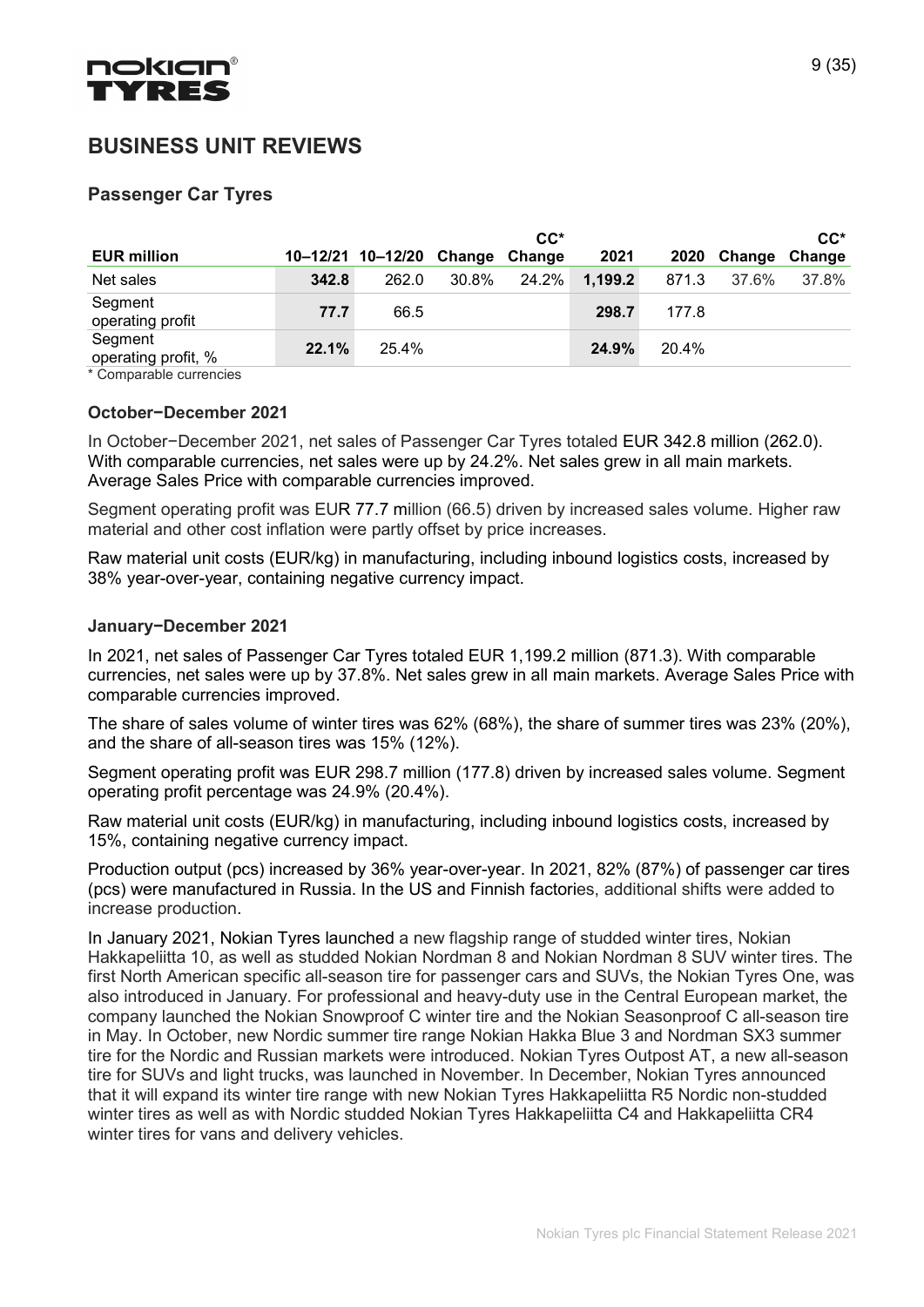# BUSINESS UNIT REVIEWS

## Passenger Car Tyres

| EUR million | 10–12/21 | 10–12/20 | Change | CC* Change | 2021 | 2020 | Change | CC* Change |
|---|---|---|---|---|---|---|---|---|
| Net sales | **342.8** | 262.0 | 30.8% | 24.2% | **1,199.2** | 871.3 | 37.6% | 37.8% |
| Segment operating profit | **77.7** | 66.5 | | | **298.7** | 177.8 | | |
| Segment operating profit, % | **22.1%** | 25.4% | | | **24.9%** | 20.4% | | |

\* Comparable currencies

### October−December 2021

In October−December 2021, net sales of Passenger Car Tyres totaled EUR 342.8 million (262.0). With comparable currencies, net sales were up by 24.2%. Net sales grew in all main markets. Average Sales Price with comparable currencies improved.

Segment operating profit was EUR 77.7 million (66.5) driven by increased sales volume. Higher raw material and other cost inflation were partly offset by price increases.

Raw material unit costs (EUR/kg) in manufacturing, including inbound logistics costs, increased by 38% year-over-year, containing negative currency impact.

### January−December 2021

In 2021, net sales of Passenger Car Tyres totaled EUR 1,199.2 million (871.3). With comparable currencies, net sales were up by 37.8%. Net sales grew in all main markets. Average Sales Price with comparable currencies improved.

The share of sales volume of winter tires was 62% (68%), the share of summer tires was 23% (20%), and the share of all-season tires was 15% (12%).

Segment operating profit was EUR 298.7 million (177.8) driven by increased sales volume. Segment operating profit percentage was 24.9% (20.4%).

Raw material unit costs (EUR/kg) in manufacturing, including inbound logistics costs, increased by 15%, containing negative currency impact.

Production output (pcs) increased by 36% year-over-year. In 2021, 82% (87%) of passenger car tires (pcs) were manufactured in Russia. In the US and Finnish factories, additional shifts were added to increase production.

In January 2021, Nokian Tyres launched a new flagship range of studded winter tires, Nokian Hakkapeliitta 10, as well as studded Nokian Nordman 8 and Nokian Nordman 8 SUV winter tires. The first North American specific all-season tire for passenger cars and SUVs, the Nokian Tyres One, was also introduced in January. For professional and heavy-duty use in the Central European market, the company launched the Nokian Snowproof C winter tire and the Nokian Seasonproof C all-season tire in May. In October, new Nordic summer tire range Nokian Hakka Blue 3 and Nordman SX3 summer tire for the Nordic and Russian markets were introduced. Nokian Tyres Outpost AT, a new all-season tire for SUVs and light trucks, was launched in November. In December, Nokian Tyres announced that it will expand its winter tire range with new Nokian Tyres Hakkapeliitta R5 Nordic non-studded winter tires as well as with Nordic studded Nokian Tyres Hakkapeliitta C4 and Hakkapeliitta CR4 winter tires for vans and delivery vehicles.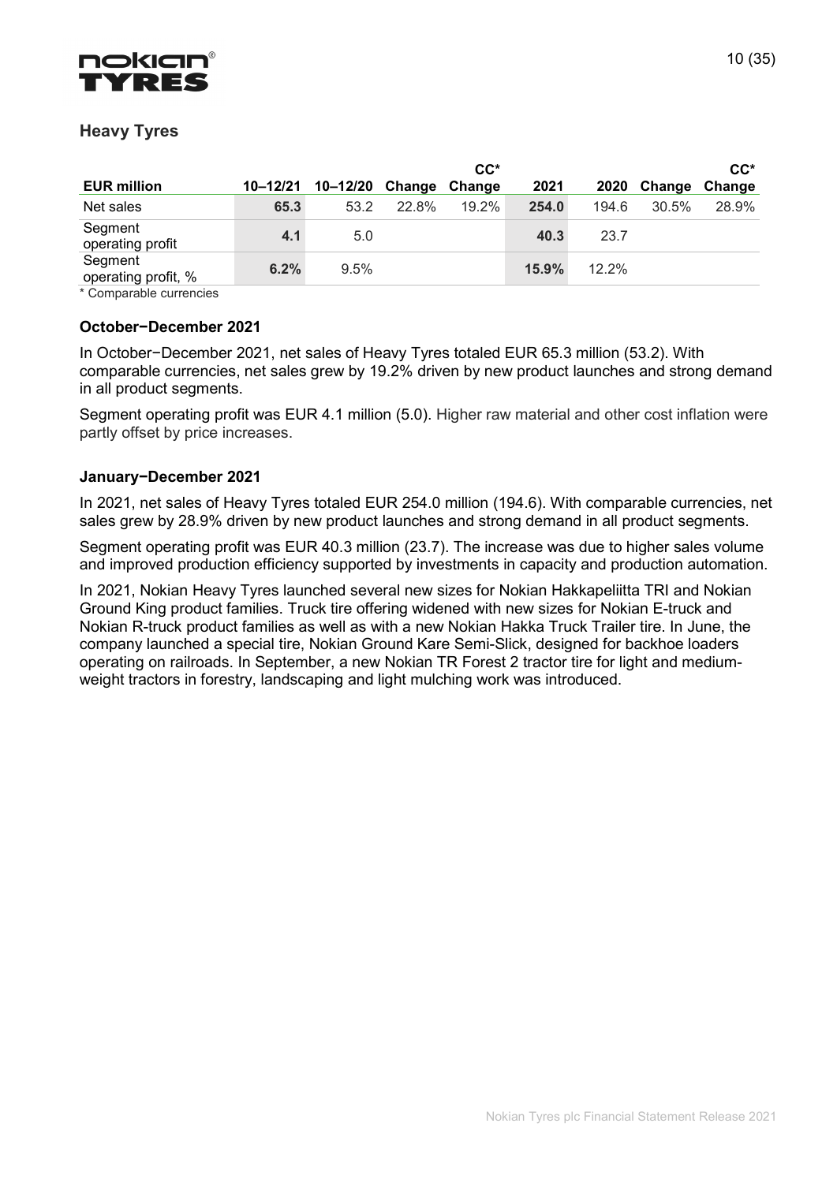## Heavy Tyres

| EUR million | 10–12/21 | 10–12/20 | Change | CC* Change | 2021 | 2020 | Change | CC* Change |
|---|---|---|---|---|---|---|---|---|
| Net sales | **65.3** | 53.2 | 22.8% | 19.2% | **254.0** | 194.6 | 30.5% | 28.9% |
| Segment operating profit | **4.1** | 5.0 | | | **40.3** | 23.7 | | |
| Segment operating profit, % | **6.2%** | 9.5% | | | **15.9%** | 12.2% | | |

\* Comparable currencies

**October−December 2021**

In October−December 2021, net sales of Heavy Tyres totaled EUR 65.3 million (53.2). With comparable currencies, net sales grew by 19.2% driven by new product launches and strong demand in all product segments.

Segment operating profit was EUR 4.1 million (5.0). Higher raw material and other cost inflation were partly offset by price increases.

**January−December 2021**

In 2021, net sales of Heavy Tyres totaled EUR 254.0 million (194.6). With comparable currencies, net sales grew by 28.9% driven by new product launches and strong demand in all product segments.

Segment operating profit was EUR 40.3 million (23.7). The increase was due to higher sales volume and improved production efficiency supported by investments in capacity and production automation.

In 2021, Nokian Heavy Tyres launched several new sizes for Nokian Hakkapeliitta TRI and Nokian Ground King product families. Truck tire offering widened with new sizes for Nokian E-truck and Nokian R-truck product families as well as with a new Nokian Hakka Truck Trailer tire. In June, the company launched a special tire, Nokian Ground Kare Semi-Slick, designed for backhoe loaders operating on railroads. In September, a new Nokian TR Forest 2 tractor tire for light and medium-weight tractors in forestry, landscaping and light mulching work was introduced.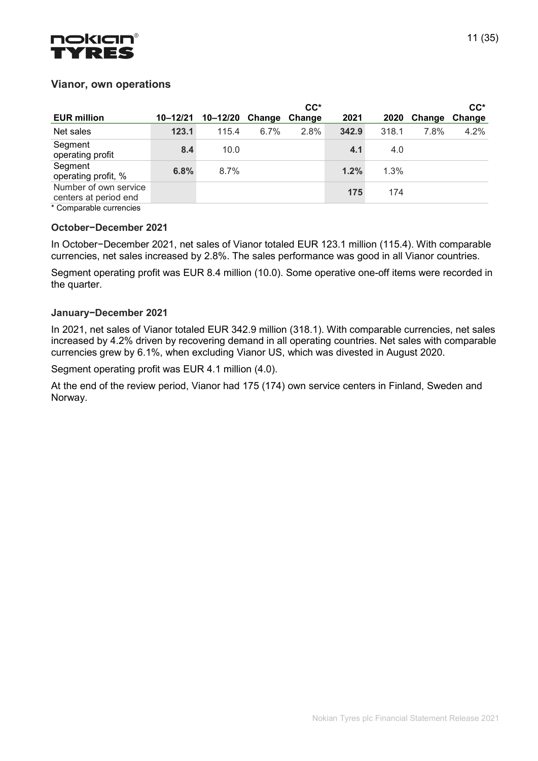## Vianor, own operations

| EUR million | 10–12/21 | 10–12/20 | Change | CC* Change | 2021 | 2020 | Change | CC* Change |
|---|---|---|---|---|---|---|---|---|
| Net sales | **123.1** | 115.4 | 6.7% | 2.8% | **342.9** | 318.1 | 7.8% | 4.2% |
| Segment operating profit | **8.4** | 10.0 | | | **4.1** | 4.0 | | |
| Segment operating profit, % | **6.8%** | 8.7% | | | **1.2%** | 1.3% | | |
| Number of own service centers at period end | | | | | **175** | 174 | | |

* Comparable currencies

### October−December 2021

In October−December 2021, net sales of Vianor totaled EUR 123.1 million (115.4). With comparable currencies, net sales increased by 2.8%. The sales performance was good in all Vianor countries.

Segment operating profit was EUR 8.4 million (10.0). Some operative one-off items were recorded in the quarter.

### January−December 2021

In 2021, net sales of Vianor totaled EUR 342.9 million (318.1). With comparable currencies, net sales increased by 4.2% driven by recovering demand in all operating countries. Net sales with comparable currencies grew by 6.1%, when excluding Vianor US, which was divested in August 2020.

Segment operating profit was EUR 4.1 million (4.0).

At the end of the review period, Vianor had 175 (174) own service centers in Finland, Sweden and Norway.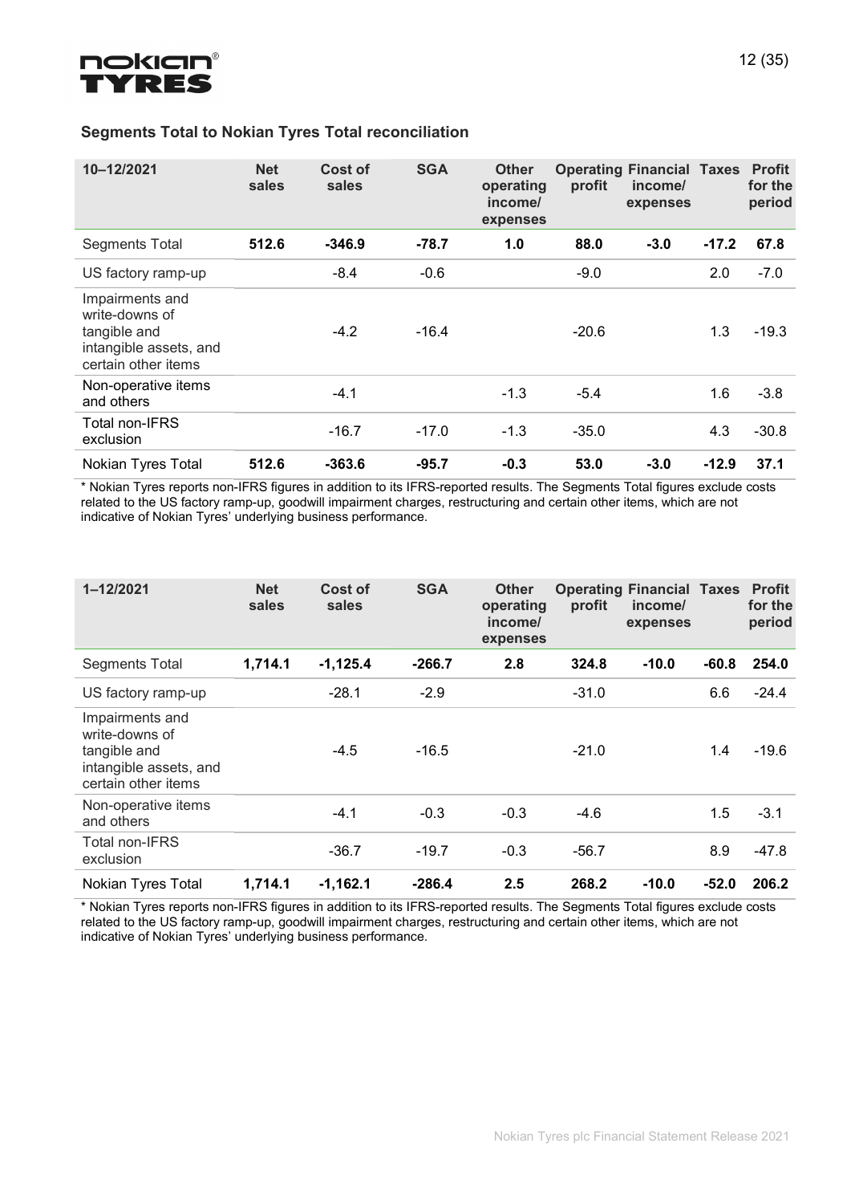### Segments Total to Nokian Tyres Total reconciliation

| 10–12/2021 | Net sales | Cost of sales | SGA | Other operating income/ expenses | Operating profit | Financial income/ expenses | Taxes | Profit for the period |
|---|---|---|---|---|---|---|---|---|
| Segments Total | **512.6** | **-346.9** | **-78.7** | **1.0** | **88.0** | **-3.0** | **-17.2** | **67.8** |
| US factory ramp-up | | -8.4 | -0.6 | | -9.0 | | 2.0 | -7.0 |
| Impairments and write-downs of tangible and intangible assets, and certain other items | | -4.2 | -16.4 | | -20.6 | | 1.3 | -19.3 |
| Non-operative items and others | | -4.1 | | -1.3 | -5.4 | | 1.6 | -3.8 |
| Total non-IFRS exclusion | | -16.7 | -17.0 | -1.3 | -35.0 | | 4.3 | -30.8 |
| Nokian Tyres Total | **512.6** | **-363.6** | **-95.7** | **-0.3** | **53.0** | **-3.0** | **-12.9** | **37.1** |

* Nokian Tyres reports non-IFRS figures in addition to its IFRS-reported results. The Segments Total figures exclude costs related to the US factory ramp-up, goodwill impairment charges, restructuring and certain other items, which are not indicative of Nokian Tyres' underlying business performance.

| 1–12/2021 | Net sales | Cost of sales | SGA | Other operating income/ expenses | Operating profit | Financial income/ expenses | Taxes | Profit for the period |
|---|---|---|---|---|---|---|---|---|
| Segments Total | **1,714.1** | **-1,125.4** | **-266.7** | **2.8** | **324.8** | **-10.0** | **-60.8** | **254.0** |
| US factory ramp-up | | -28.1 | -2.9 | | -31.0 | | 6.6 | -24.4 |
| Impairments and write-downs of tangible and intangible assets, and certain other items | | -4.5 | -16.5 | | -21.0 | | 1.4 | -19.6 |
| Non-operative items and others | | -4.1 | -0.3 | -0.3 | -4.6 | | 1.5 | -3.1 |
| Total non-IFRS exclusion | | -36.7 | -19.7 | -0.3 | -56.7 | | 8.9 | -47.8 |
| Nokian Tyres Total | **1,714.1** | **-1,162.1** | **-286.4** | **2.5** | **268.2** | **-10.0** | **-52.0** | **206.2** |

* Nokian Tyres reports non-IFRS figures in addition to its IFRS-reported results. The Segments Total figures exclude costs related to the US factory ramp-up, goodwill impairment charges, restructuring and certain other items, which are not indicative of Nokian Tyres' underlying business performance.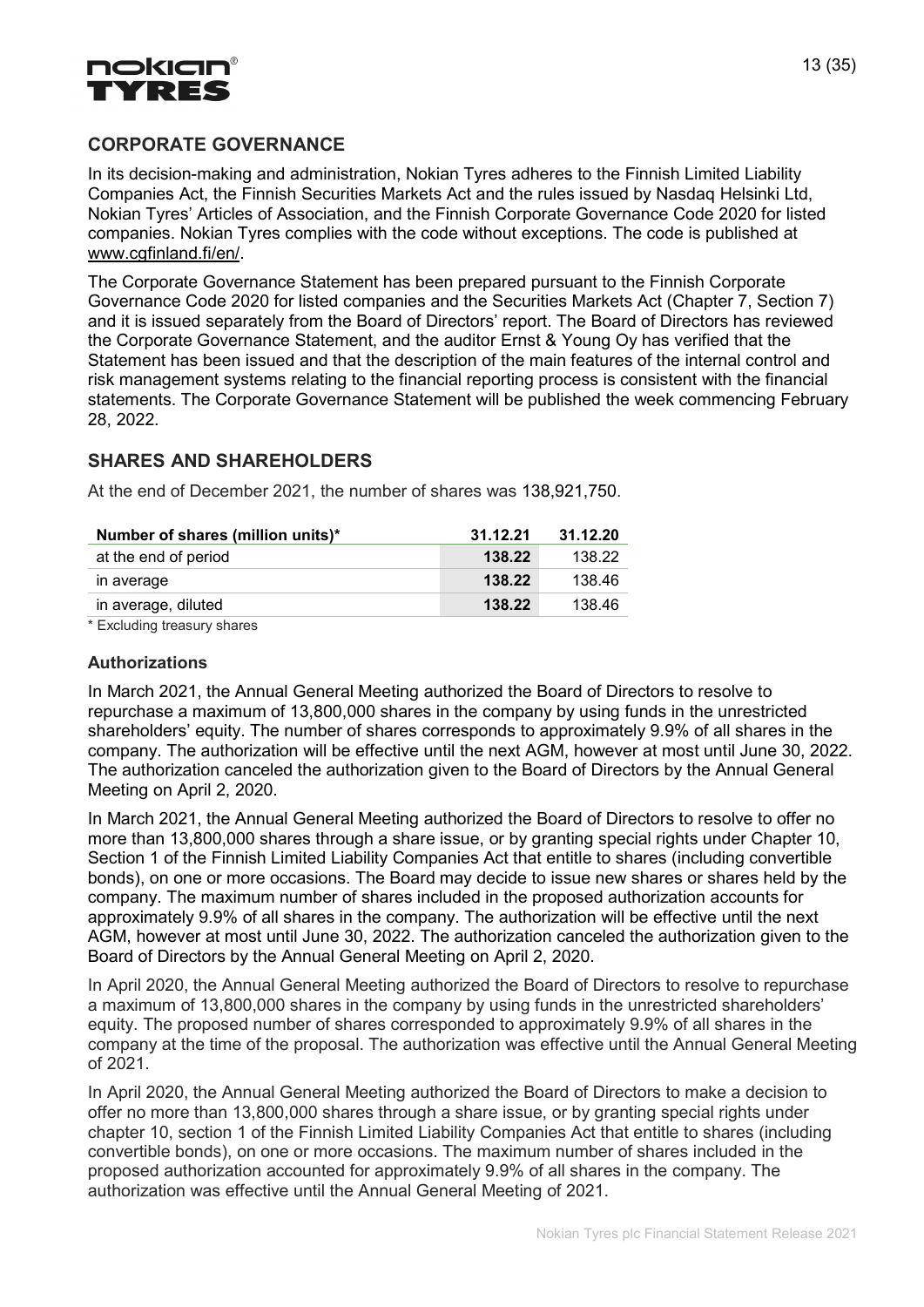## CORPORATE GOVERNANCE

In its decision-making and administration, Nokian Tyres adheres to the Finnish Limited Liability Companies Act, the Finnish Securities Markets Act and the rules issued by Nasdaq Helsinki Ltd, Nokian Tyres' Articles of Association, and the Finnish Corporate Governance Code 2020 for listed companies. Nokian Tyres complies with the code without exceptions. The code is published at www.cgfinland.fi/en/.

The Corporate Governance Statement has been prepared pursuant to the Finnish Corporate Governance Code 2020 for listed companies and the Securities Markets Act (Chapter 7, Section 7) and it is issued separately from the Board of Directors' report. The Board of Directors has reviewed the Corporate Governance Statement, and the auditor Ernst & Young Oy has verified that the Statement has been issued and that the description of the main features of the internal control and risk management systems relating to the financial reporting process is consistent with the financial statements. The Corporate Governance Statement will be published the week commencing February 28, 2022.

## SHARES AND SHAREHOLDERS

At the end of December 2021, the number of shares was 138,921,750.

| Number of shares (million units)* | 31.12.21 | 31.12.20 |
|---|---|---|
| at the end of period | **138.22** | 138.22 |
| in average | **138.22** | 138.46 |
| in average, diluted | **138.22** | 138.46 |

\* Excluding treasury shares

### Authorizations

In March 2021, the Annual General Meeting authorized the Board of Directors to resolve to repurchase a maximum of 13,800,000 shares in the company by using funds in the unrestricted shareholders' equity. The number of shares corresponds to approximately 9.9% of all shares in the company. The authorization will be effective until the next AGM, however at most until June 30, 2022. The authorization canceled the authorization given to the Board of Directors by the Annual General Meeting on April 2, 2020.

In March 2021, the Annual General Meeting authorized the Board of Directors to resolve to offer no more than 13,800,000 shares through a share issue, or by granting special rights under Chapter 10, Section 1 of the Finnish Limited Liability Companies Act that entitle to shares (including convertible bonds), on one or more occasions. The Board may decide to issue new shares or shares held by the company. The maximum number of shares included in the proposed authorization accounts for approximately 9.9% of all shares in the company. The authorization will be effective until the next AGM, however at most until June 30, 2022. The authorization canceled the authorization given to the Board of Directors by the Annual General Meeting on April 2, 2020.

In April 2020, the Annual General Meeting authorized the Board of Directors to resolve to repurchase a maximum of 13,800,000 shares in the company by using funds in the unrestricted shareholders' equity. The proposed number of shares corresponded to approximately 9.9% of all shares in the company at the time of the proposal. The authorization was effective until the Annual General Meeting of 2021.

In April 2020, the Annual General Meeting authorized the Board of Directors to make a decision to offer no more than 13,800,000 shares through a share issue, or by granting special rights under chapter 10, section 1 of the Finnish Limited Liability Companies Act that entitle to shares (including convertible bonds), on one or more occasions. The maximum number of shares included in the proposed authorization accounted for approximately 9.9% of all shares in the company. The authorization was effective until the Annual General Meeting of 2021.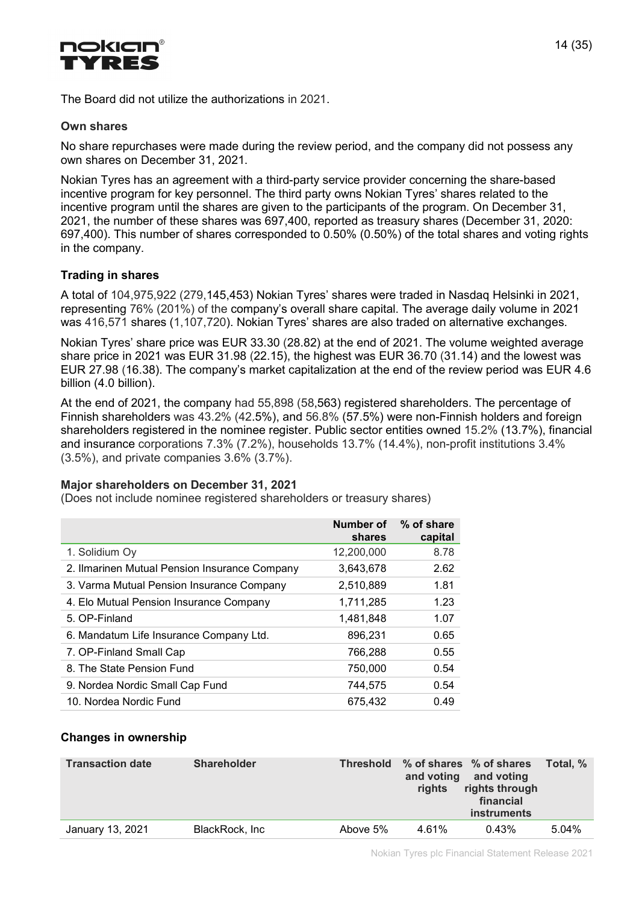The Board did not utilize the authorizations in 2021.

### Own shares

No share repurchases were made during the review period, and the company did not possess any own shares on December 31, 2021.

Nokian Tyres has an agreement with a third-party service provider concerning the share-based incentive program for key personnel. The third party owns Nokian Tyres' shares related to the incentive program until the shares are given to the participants of the program. On December 31, 2021, the number of these shares was 697,400, reported as treasury shares (December 31, 2020: 697,400). This number of shares corresponded to 0.50% (0.50%) of the total shares and voting rights in the company.

### Trading in shares

A total of 104,975,922 (279,145,453) Nokian Tyres' shares were traded in Nasdaq Helsinki in 2021, representing 76% (201%) of the company's overall share capital. The average daily volume in 2021 was 416,571 shares (1,107,720). Nokian Tyres' shares are also traded on alternative exchanges.

Nokian Tyres' share price was EUR 33.30 (28.82) at the end of 2021. The volume weighted average share price in 2021 was EUR 31.98 (22.15), the highest was EUR 36.70 (31.14) and the lowest was EUR 27.98 (16.38). The company's market capitalization at the end of the review period was EUR 4.6 billion (4.0 billion).

At the end of 2021, the company had 55,898 (58,563) registered shareholders. The percentage of Finnish shareholders was 43.2% (42.5%), and 56.8% (57.5%) were non-Finnish holders and foreign shareholders registered in the nominee register. Public sector entities owned 15.2% (13.7%), financial and insurance corporations 7.3% (7.2%), households 13.7% (14.4%), non-profit institutions 3.4% (3.5%), and private companies 3.6% (3.7%).

### Major shareholders on December 31, 2021

(Does not include nominee registered shareholders or treasury shares)

| | Number of shares | % of share capital |
|---|---|---|
| 1. Solidium Oy | 12,200,000 | 8.78 |
| 2. Ilmarinen Mutual Pension Insurance Company | 3,643,678 | 2.62 |
| 3. Varma Mutual Pension Insurance Company | 2,510,889 | 1.81 |
| 4. Elo Mutual Pension Insurance Company | 1,711,285 | 1.23 |
| 5. OP-Finland | 1,481,848 | 1.07 |
| 6. Mandatum Life Insurance Company Ltd. | 896,231 | 0.65 |
| 7. OP-Finland Small Cap | 766,288 | 0.55 |
| 8. The State Pension Fund | 750,000 | 0.54 |
| 9. Nordea Nordic Small Cap Fund | 744,575 | 0.54 |
| 10. Nordea Nordic Fund | 675,432 | 0.49 |

### Changes in ownership

| Transaction date | Shareholder | Threshold | % of shares and voting rights | % of shares and voting rights through financial instruments | Total, % |
|---|---|---|---|---|---|
| January 13, 2021 | BlackRock, Inc | Above 5% | 4.61% | 0.43% | 5.04% |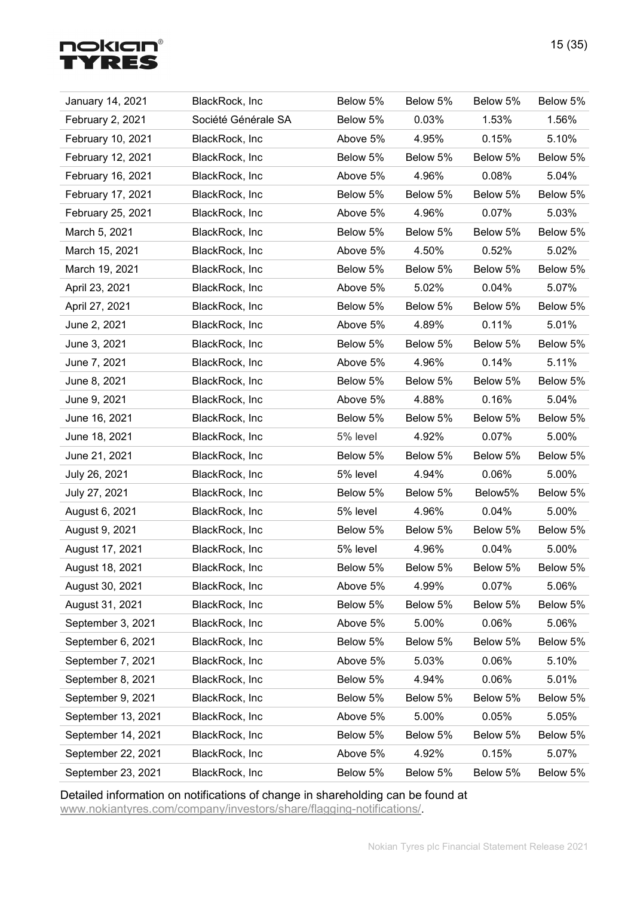| | | | | | |
|---|---|---|---|---|---|
| January 14, 2021 | BlackRock, Inc | Below 5% | Below 5% | Below 5% | Below 5% |
| February 2, 2021 | Société Générale SA | Below 5% | 0.03% | 1.53% | 1.56% |
| February 10, 2021 | BlackRock, Inc | Above 5% | 4.95% | 0.15% | 5.10% |
| February 12, 2021 | BlackRock, Inc | Below 5% | Below 5% | Below 5% | Below 5% |
| February 16, 2021 | BlackRock, Inc | Above 5% | 4.96% | 0.08% | 5.04% |
| February 17, 2021 | BlackRock, Inc | Below 5% | Below 5% | Below 5% | Below 5% |
| February 25, 2021 | BlackRock, Inc | Above 5% | 4.96% | 0.07% | 5.03% |
| March 5, 2021 | BlackRock, Inc | Below 5% | Below 5% | Below 5% | Below 5% |
| March 15, 2021 | BlackRock, Inc | Above 5% | 4.50% | 0.52% | 5.02% |
| March 19, 2021 | BlackRock, Inc | Below 5% | Below 5% | Below 5% | Below 5% |
| April 23, 2021 | BlackRock, Inc | Above 5% | 5.02% | 0.04% | 5.07% |
| April 27, 2021 | BlackRock, Inc | Below 5% | Below 5% | Below 5% | Below 5% |
| June 2, 2021 | BlackRock, Inc | Above 5% | 4.89% | 0.11% | 5.01% |
| June 3, 2021 | BlackRock, Inc | Below 5% | Below 5% | Below 5% | Below 5% |
| June 7, 2021 | BlackRock, Inc | Above 5% | 4.96% | 0.14% | 5.11% |
| June 8, 2021 | BlackRock, Inc | Below 5% | Below 5% | Below 5% | Below 5% |
| June 9, 2021 | BlackRock, Inc | Above 5% | 4.88% | 0.16% | 5.04% |
| June 16, 2021 | BlackRock, Inc | Below 5% | Below 5% | Below 5% | Below 5% |
| June 18, 2021 | BlackRock, Inc | 5% level | 4.92% | 0.07% | 5.00% |
| June 21, 2021 | BlackRock, Inc | Below 5% | Below 5% | Below 5% | Below 5% |
| July 26, 2021 | BlackRock, Inc | 5% level | 4.94% | 0.06% | 5.00% |
| July 27, 2021 | BlackRock, Inc | Below 5% | Below 5% | Below5% | Below 5% |
| August 6, 2021 | BlackRock, Inc | 5% level | 4.96% | 0.04% | 5.00% |
| August 9, 2021 | BlackRock, Inc | Below 5% | Below 5% | Below 5% | Below 5% |
| August 17, 2021 | BlackRock, Inc | 5% level | 4.96% | 0.04% | 5.00% |
| August 18, 2021 | BlackRock, Inc | Below 5% | Below 5% | Below 5% | Below 5% |
| August 30, 2021 | BlackRock, Inc | Above 5% | 4.99% | 0.07% | 5.06% |
| August 31, 2021 | BlackRock, Inc | Below 5% | Below 5% | Below 5% | Below 5% |
| September 3, 2021 | BlackRock, Inc | Above 5% | 5.00% | 0.06% | 5.06% |
| September 6, 2021 | BlackRock, Inc | Below 5% | Below 5% | Below 5% | Below 5% |
| September 7, 2021 | BlackRock, Inc | Above 5% | 5.03% | 0.06% | 5.10% |
| September 8, 2021 | BlackRock, Inc | Below 5% | 4.94% | 0.06% | 5.01% |
| September 9, 2021 | BlackRock, Inc | Below 5% | Below 5% | Below 5% | Below 5% |
| September 13, 2021 | BlackRock, Inc | Above 5% | 5.00% | 0.05% | 5.05% |
| September 14, 2021 | BlackRock, Inc | Below 5% | Below 5% | Below 5% | Below 5% |
| September 22, 2021 | BlackRock, Inc | Above 5% | 4.92% | 0.15% | 5.07% |
| September 23, 2021 | BlackRock, Inc | Below 5% | Below 5% | Below 5% | Below 5% |

Detailed information on notifications of change in shareholding can be found at www.nokiantyres.com/company/investors/share/flagging-notifications/.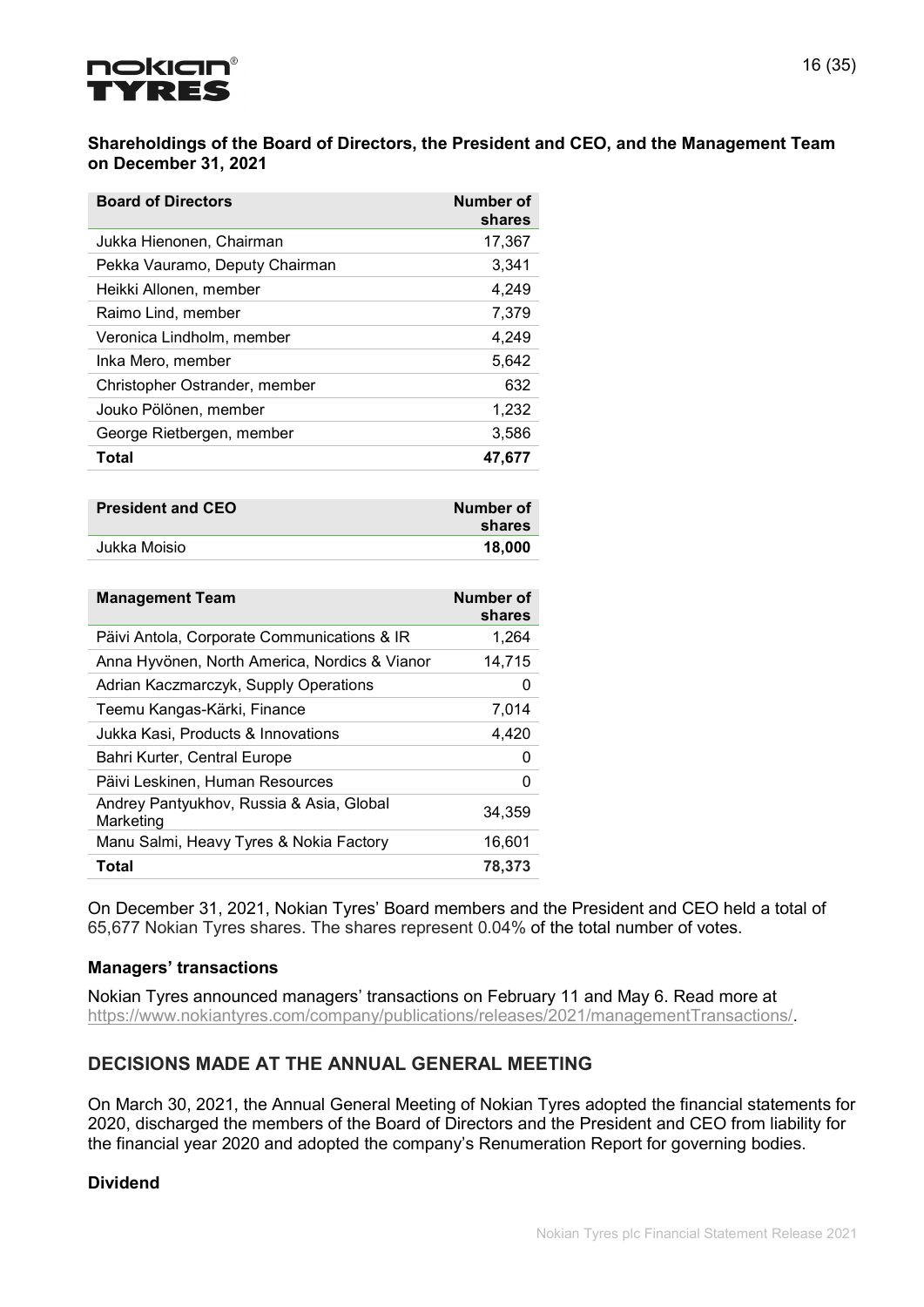**Shareholdings of the Board of Directors, the President and CEO, and the Management Team on December 31, 2021**

| Board of Directors | Number of shares |
| --- | --- |
| Jukka Hienonen, Chairman | 17,367 |
| Pekka Vauramo, Deputy Chairman | 3,341 |
| Heikki Allonen, member | 4,249 |
| Raimo Lind, member | 7,379 |
| Veronica Lindholm, member | 4,249 |
| Inka Mero, member | 5,642 |
| Christopher Ostrander, member | 632 |
| Jouko Pölönen, member | 1,232 |
| George Rietbergen, member | 3,586 |
| **Total** | **47,677** |

| President and CEO | Number of shares |
| --- | --- |
| Jukka Moisio | **18,000** |

| Management Team | Number of shares |
| --- | --- |
| Päivi Antola, Corporate Communications & IR | 1,264 |
| Anna Hyvönen, North America, Nordics & Vianor | 14,715 |
| Adrian Kaczmarczyk, Supply Operations | 0 |
| Teemu Kangas-Kärki, Finance | 7,014 |
| Jukka Kasi, Products & Innovations | 4,420 |
| Bahri Kurter, Central Europe | 0 |
| Päivi Leskinen, Human Resources | 0 |
| Andrey Pantyukhov, Russia & Asia, Global Marketing | 34,359 |
| Manu Salmi, Heavy Tyres & Nokia Factory | 16,601 |
| **Total** | **78,373** |

On December 31, 2021, Nokian Tyres' Board members and the President and CEO held a total of 65,677 Nokian Tyres shares. The shares represent 0.04% of the total number of votes.

**Managers' transactions**

Nokian Tyres announced managers' transactions on February 11 and May 6. Read more at https://www.nokiantyres.com/company/publications/releases/2021/managementTransactions/.

## DECISIONS MADE AT THE ANNUAL GENERAL MEETING

On March 30, 2021, the Annual General Meeting of Nokian Tyres adopted the financial statements for 2020, discharged the members of the Board of Directors and the President and CEO from liability for the financial year 2020 and adopted the company's Renumeration Report for governing bodies.

**Dividend**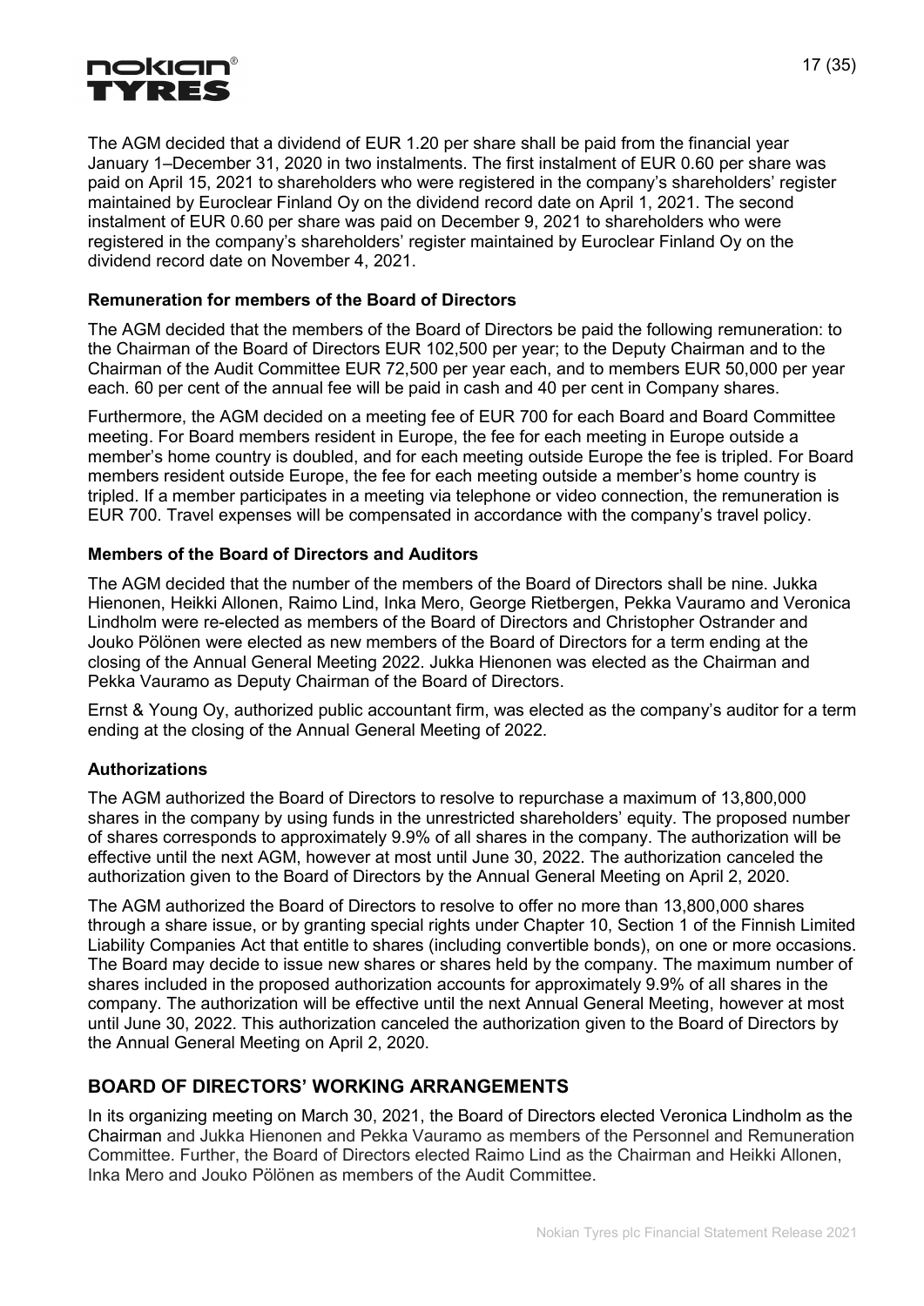The AGM decided that a dividend of EUR 1.20 per share shall be paid from the financial year January 1–December 31, 2020 in two instalments. The first instalment of EUR 0.60 per share was paid on April 15, 2021 to shareholders who were registered in the company's shareholders' register maintained by Euroclear Finland Oy on the dividend record date on April 1, 2021. The second instalment of EUR 0.60 per share was paid on December 9, 2021 to shareholders who were registered in the company's shareholders' register maintained by Euroclear Finland Oy on the dividend record date on November 4, 2021.

### Remuneration for members of the Board of Directors

The AGM decided that the members of the Board of Directors be paid the following remuneration: to the Chairman of the Board of Directors EUR 102,500 per year; to the Deputy Chairman and to the Chairman of the Audit Committee EUR 72,500 per year each, and to members EUR 50,000 per year each. 60 per cent of the annual fee will be paid in cash and 40 per cent in Company shares.

Furthermore, the AGM decided on a meeting fee of EUR 700 for each Board and Board Committee meeting. For Board members resident in Europe, the fee for each meeting in Europe outside a member's home country is doubled, and for each meeting outside Europe the fee is tripled. For Board members resident outside Europe, the fee for each meeting outside a member's home country is tripled. If a member participates in a meeting via telephone or video connection, the remuneration is EUR 700. Travel expenses will be compensated in accordance with the company's travel policy.

### Members of the Board of Directors and Auditors

The AGM decided that the number of the members of the Board of Directors shall be nine. Jukka Hienonen, Heikki Allonen, Raimo Lind, Inka Mero, George Rietbergen, Pekka Vauramo and Veronica Lindholm were re-elected as members of the Board of Directors and Christopher Ostrander and Jouko Pölönen were elected as new members of the Board of Directors for a term ending at the closing of the Annual General Meeting 2022. Jukka Hienonen was elected as the Chairman and Pekka Vauramo as Deputy Chairman of the Board of Directors.

Ernst & Young Oy, authorized public accountant firm, was elected as the company's auditor for a term ending at the closing of the Annual General Meeting of 2022.

### Authorizations

The AGM authorized the Board of Directors to resolve to repurchase a maximum of 13,800,000 shares in the company by using funds in the unrestricted shareholders' equity. The proposed number of shares corresponds to approximately 9.9% of all shares in the company. The authorization will be effective until the next AGM, however at most until June 30, 2022. The authorization canceled the authorization given to the Board of Directors by the Annual General Meeting on April 2, 2020.

The AGM authorized the Board of Directors to resolve to offer no more than 13,800,000 shares through a share issue, or by granting special rights under Chapter 10, Section 1 of the Finnish Limited Liability Companies Act that entitle to shares (including convertible bonds), on one or more occasions. The Board may decide to issue new shares or shares held by the company. The maximum number of shares included in the proposed authorization accounts for approximately 9.9% of all shares in the company. The authorization will be effective until the next Annual General Meeting, however at most until June 30, 2022. This authorization canceled the authorization given to the Board of Directors by the Annual General Meeting on April 2, 2020.

## BOARD OF DIRECTORS' WORKING ARRANGEMENTS

In its organizing meeting on March 30, 2021, the Board of Directors elected Veronica Lindholm as the Chairman and Jukka Hienonen and Pekka Vauramo as members of the Personnel and Remuneration Committee. Further, the Board of Directors elected Raimo Lind as the Chairman and Heikki Allonen, Inka Mero and Jouko Pölönen as members of the Audit Committee.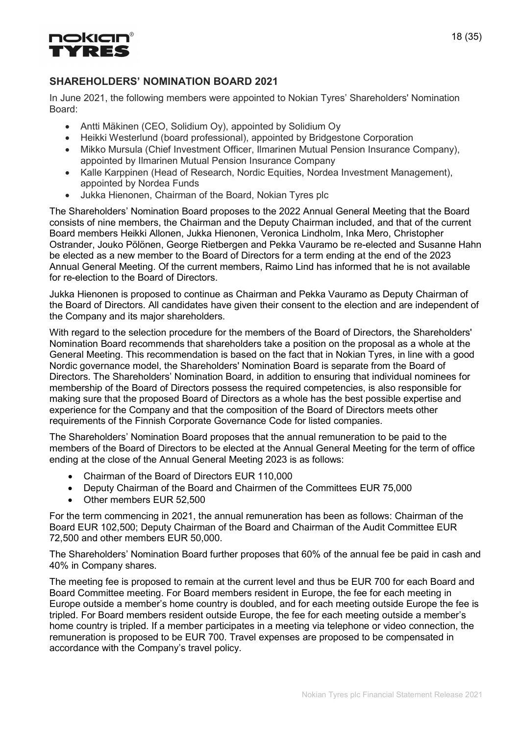## SHAREHOLDERS' NOMINATION BOARD 2021

In June 2021, the following members were appointed to Nokian Tyres' Shareholders' Nomination Board:

- Antti Mäkinen (CEO, Solidium Oy), appointed by Solidium Oy
- Heikki Westerlund (board professional), appointed by Bridgestone Corporation
- Mikko Mursula (Chief Investment Officer, Ilmarinen Mutual Pension Insurance Company), appointed by Ilmarinen Mutual Pension Insurance Company
- Kalle Karppinen (Head of Research, Nordic Equities, Nordea Investment Management), appointed by Nordea Funds
- Jukka Hienonen, Chairman of the Board, Nokian Tyres plc

The Shareholders' Nomination Board proposes to the 2022 Annual General Meeting that the Board consists of nine members, the Chairman and the Deputy Chairman included, and that of the current Board members Heikki Allonen, Jukka Hienonen, Veronica Lindholm, Inka Mero, Christopher Ostrander, Jouko Pölönen, George Rietbergen and Pekka Vauramo be re-elected and Susanne Hahn be elected as a new member to the Board of Directors for a term ending at the end of the 2023 Annual General Meeting. Of the current members, Raimo Lind has informed that he is not available for re-election to the Board of Directors.

Jukka Hienonen is proposed to continue as Chairman and Pekka Vauramo as Deputy Chairman of the Board of Directors. All candidates have given their consent to the election and are independent of the Company and its major shareholders.

With regard to the selection procedure for the members of the Board of Directors, the Shareholders' Nomination Board recommends that shareholders take a position on the proposal as a whole at the General Meeting. This recommendation is based on the fact that in Nokian Tyres, in line with a good Nordic governance model, the Shareholders' Nomination Board is separate from the Board of Directors. The Shareholders' Nomination Board, in addition to ensuring that individual nominees for membership of the Board of Directors possess the required competencies, is also responsible for making sure that the proposed Board of Directors as a whole has the best possible expertise and experience for the Company and that the composition of the Board of Directors meets other requirements of the Finnish Corporate Governance Code for listed companies.

The Shareholders' Nomination Board proposes that the annual remuneration to be paid to the members of the Board of Directors to be elected at the Annual General Meeting for the term of office ending at the close of the Annual General Meeting 2023 is as follows:

- Chairman of the Board of Directors EUR 110,000
- Deputy Chairman of the Board and Chairmen of the Committees EUR 75,000
- Other members EUR 52,500

For the term commencing in 2021, the annual remuneration has been as follows: Chairman of the Board EUR 102,500; Deputy Chairman of the Board and Chairman of the Audit Committee EUR 72,500 and other members EUR 50,000.

The Shareholders' Nomination Board further proposes that 60% of the annual fee be paid in cash and 40% in Company shares.

The meeting fee is proposed to remain at the current level and thus be EUR 700 for each Board and Board Committee meeting. For Board members resident in Europe, the fee for each meeting in Europe outside a member's home country is doubled, and for each meeting outside Europe the fee is tripled. For Board members resident outside Europe, the fee for each meeting outside a member's home country is tripled. If a member participates in a meeting via telephone or video connection, the remuneration is proposed to be EUR 700. Travel expenses are proposed to be compensated in accordance with the Company's travel policy.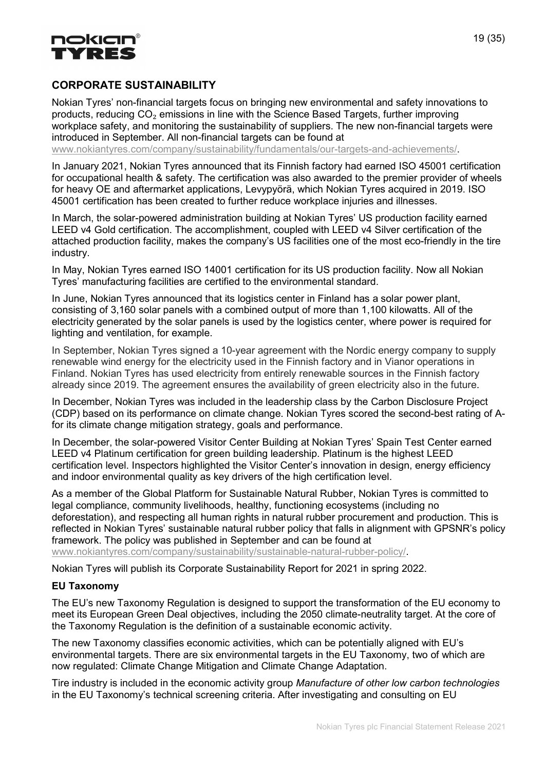## CORPORATE SUSTAINABILITY

Nokian Tyres' non-financial targets focus on bringing new environmental and safety innovations to products, reducing $CO_2$ emissions in line with the Science Based Targets, further improving workplace safety, and monitoring the sustainability of suppliers. The new non-financial targets were introduced in September. All non-financial targets can be found at www.nokiantyres.com/company/sustainability/fundamentals/our-targets-and-achievements/.

In January 2021, Nokian Tyres announced that its Finnish factory had earned ISO 45001 certification for occupational health & safety. The certification was also awarded to the premier provider of wheels for heavy OE and aftermarket applications, Levypyörä, which Nokian Tyres acquired in 2019. ISO 45001 certification has been created to further reduce workplace injuries and illnesses.

In March, the solar-powered administration building at Nokian Tyres' US production facility earned LEED v4 Gold certification. The accomplishment, coupled with LEED v4 Silver certification of the attached production facility, makes the company's US facilities one of the most eco-friendly in the tire industry.

In May, Nokian Tyres earned ISO 14001 certification for its US production facility. Now all Nokian Tyres' manufacturing facilities are certified to the environmental standard.

In June, Nokian Tyres announced that its logistics center in Finland has a solar power plant, consisting of 3,160 solar panels with a combined output of more than 1,100 kilowatts. All of the electricity generated by the solar panels is used by the logistics center, where power is required for lighting and ventilation, for example.

In September, Nokian Tyres signed a 10-year agreement with the Nordic energy company to supply renewable wind energy for the electricity used in the Finnish factory and in Vianor operations in Finland. Nokian Tyres has used electricity from entirely renewable sources in the Finnish factory already since 2019. The agreement ensures the availability of green electricity also in the future.

In December, Nokian Tyres was included in the leadership class by the Carbon Disclosure Project (CDP) based on its performance on climate change. Nokian Tyres scored the second-best rating of A- for its climate change mitigation strategy, goals and performance.

In December, the solar-powered Visitor Center Building at Nokian Tyres' Spain Test Center earned LEED v4 Platinum certification for green building leadership. Platinum is the highest LEED certification level. Inspectors highlighted the Visitor Center's innovation in design, energy efficiency and indoor environmental quality as key drivers of the high certification level.

As a member of the Global Platform for Sustainable Natural Rubber, Nokian Tyres is committed to legal compliance, community livelihoods, healthy, functioning ecosystems (including no deforestation), and respecting all human rights in natural rubber procurement and production. This is reflected in Nokian Tyres' sustainable natural rubber policy that falls in alignment with GPSNR's policy framework. The policy was published in September and can be found at www.nokiantyres.com/company/sustainability/sustainable-natural-rubber-policy/.

Nokian Tyres will publish its Corporate Sustainability Report for 2021 in spring 2022.

### EU Taxonomy

The EU's new Taxonomy Regulation is designed to support the transformation of the EU economy to meet its European Green Deal objectives, including the 2050 climate-neutrality target. At the core of the Taxonomy Regulation is the definition of a sustainable economic activity.

The new Taxonomy classifies economic activities, which can be potentially aligned with EU's environmental targets. There are six environmental targets in the EU Taxonomy, two of which are now regulated: Climate Change Mitigation and Climate Change Adaptation.

Tire industry is included in the economic activity group *Manufacture of other low carbon technologies* in the EU Taxonomy's technical screening criteria. After investigating and consulting on EU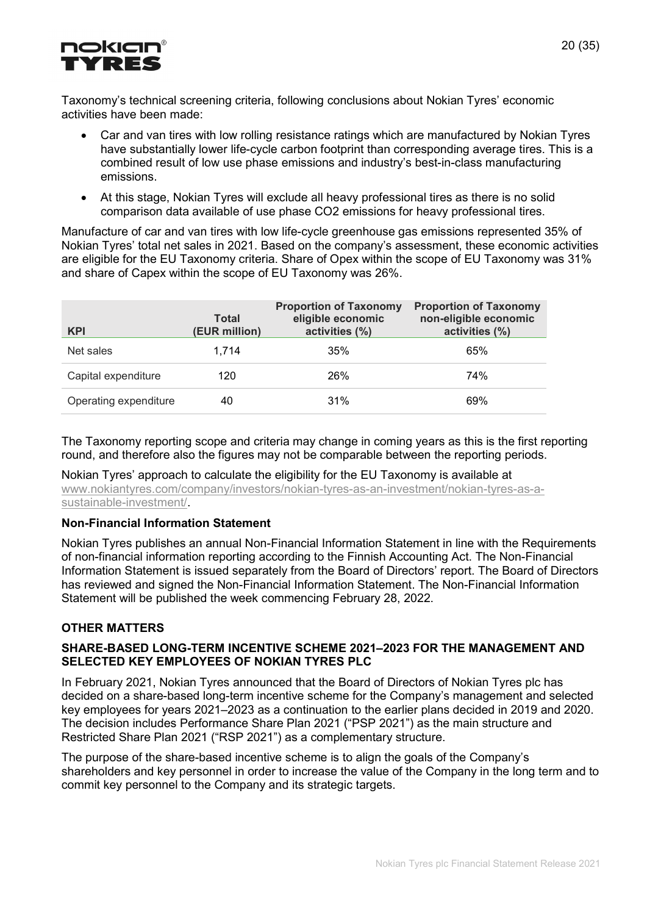Taxonomy's technical screening criteria, following conclusions about Nokian Tyres' economic activities have been made:

- Car and van tires with low rolling resistance ratings which are manufactured by Nokian Tyres have substantially lower life-cycle carbon footprint than corresponding average tires. This is a combined result of low use phase emissions and industry's best-in-class manufacturing emissions.
- At this stage, Nokian Tyres will exclude all heavy professional tires as there is no solid comparison data available of use phase $CO_2$ emissions for heavy professional tires.

Manufacture of car and van tires with low life-cycle greenhouse gas emissions represented 35% of Nokian Tyres' total net sales in 2021. Based on the company's assessment, these economic activities are eligible for the EU Taxonomy criteria. Share of Opex within the scope of EU Taxonomy was 31% and share of Capex within the scope of EU Taxonomy was 26%.

| KPI | Total (EUR million) | Proportion of Taxonomy eligible economic activities (%) | Proportion of Taxonomy non-eligible economic activities (%) |
|---|---|---|---|
| Net sales | 1,714 | 35% | 65% |
| Capital expenditure | 120 | 26% | 74% |
| Operating expenditure | 40 | 31% | 69% |

The Taxonomy reporting scope and criteria may change in coming years as this is the first reporting round, and therefore also the figures may not be comparable between the reporting periods.

Nokian Tyres' approach to calculate the eligibility for the EU Taxonomy is available at www.nokiantyres.com/company/investors/nokian-tyres-as-an-investment/nokian-tyres-as-a-sustainable-investment/.

**Non-Financial Information Statement**

Nokian Tyres publishes an annual Non-Financial Information Statement in line with the Requirements of non-financial information reporting according to the Finnish Accounting Act. The Non-Financial Information Statement is issued separately from the Board of Directors' report. The Board of Directors has reviewed and signed the Non-Financial Information Statement. The Non-Financial Information Statement will be published the week commencing February 28, 2022.

## OTHER MATTERS

### SHARE-BASED LONG-TERM INCENTIVE SCHEME 2021–2023 FOR THE MANAGEMENT AND SELECTED KEY EMPLOYEES OF NOKIAN TYRES PLC

In February 2021, Nokian Tyres announced that the Board of Directors of Nokian Tyres plc has decided on a share-based long-term incentive scheme for the Company's management and selected key employees for years 2021–2023 as a continuation to the earlier plans decided in 2019 and 2020. The decision includes Performance Share Plan 2021 ("PSP 2021") as the main structure and Restricted Share Plan 2021 ("RSP 2021") as a complementary structure.

The purpose of the share-based incentive scheme is to align the goals of the Company's shareholders and key personnel in order to increase the value of the Company in the long term and to commit key personnel to the Company and its strategic targets.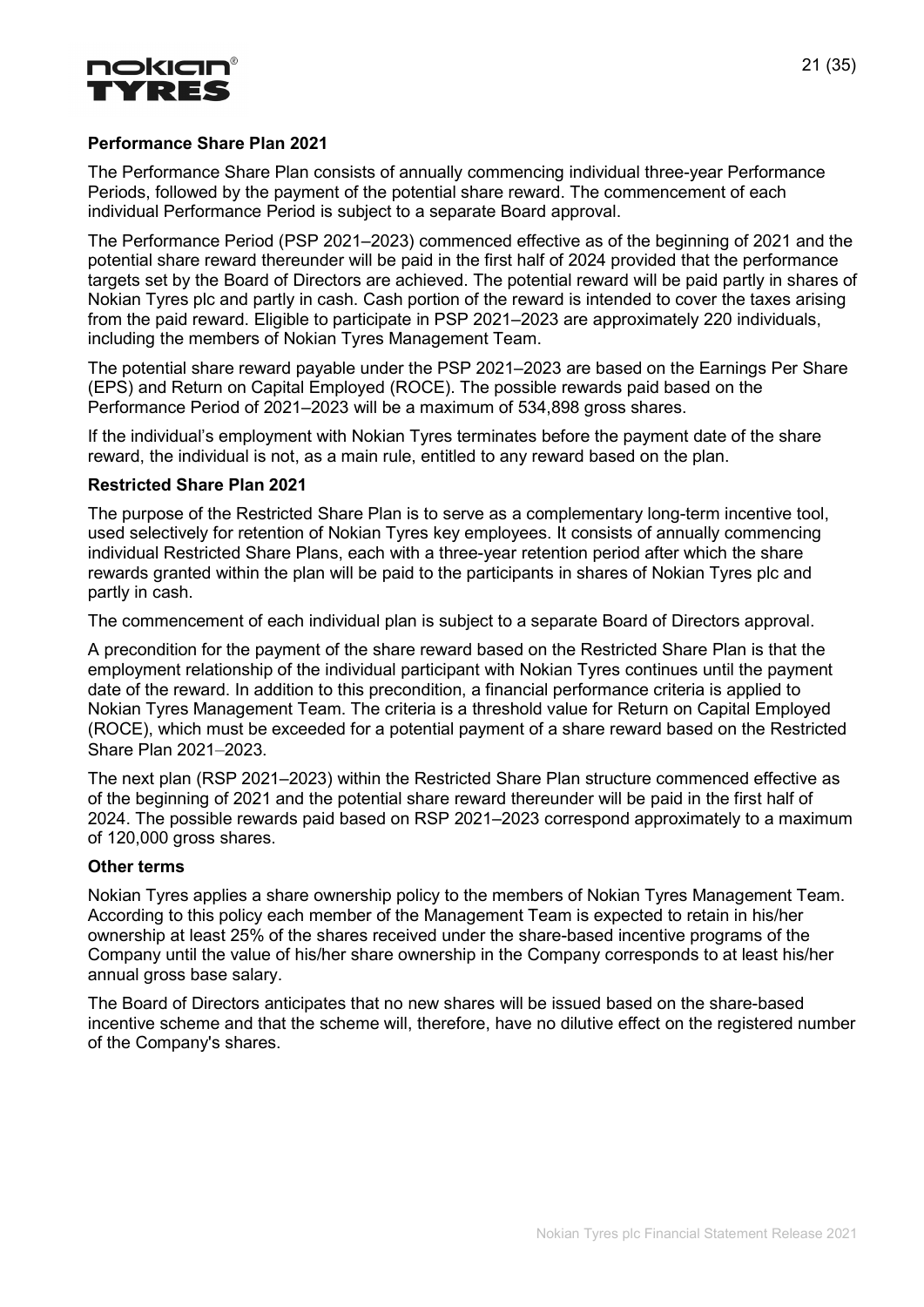**Performance Share Plan 2021**

The Performance Share Plan consists of annually commencing individual three-year Performance Periods, followed by the payment of the potential share reward. The commencement of each individual Performance Period is subject to a separate Board approval.

The Performance Period (PSP 2021–2023) commenced effective as of the beginning of 2021 and the potential share reward thereunder will be paid in the first half of 2024 provided that the performance targets set by the Board of Directors are achieved. The potential reward will be paid partly in shares of Nokian Tyres plc and partly in cash. Cash portion of the reward is intended to cover the taxes arising from the paid reward. Eligible to participate in PSP 2021–2023 are approximately 220 individuals, including the members of Nokian Tyres Management Team.

The potential share reward payable under the PSP 2021–2023 are based on the Earnings Per Share (EPS) and Return on Capital Employed (ROCE). The possible rewards paid based on the Performance Period of 2021–2023 will be a maximum of 534,898 gross shares.

If the individual's employment with Nokian Tyres terminates before the payment date of the share reward, the individual is not, as a main rule, entitled to any reward based on the plan.

**Restricted Share Plan 2021**

The purpose of the Restricted Share Plan is to serve as a complementary long-term incentive tool, used selectively for retention of Nokian Tyres key employees. It consists of annually commencing individual Restricted Share Plans, each with a three-year retention period after which the share rewards granted within the plan will be paid to the participants in shares of Nokian Tyres plc and partly in cash.

The commencement of each individual plan is subject to a separate Board of Directors approval.

A precondition for the payment of the share reward based on the Restricted Share Plan is that the employment relationship of the individual participant with Nokian Tyres continues until the payment date of the reward. In addition to this precondition, a financial performance criteria is applied to Nokian Tyres Management Team. The criteria is a threshold value for Return on Capital Employed (ROCE), which must be exceeded for a potential payment of a share reward based on the Restricted Share Plan 2021–2023.

The next plan (RSP 2021–2023) within the Restricted Share Plan structure commenced effective as of the beginning of 2021 and the potential share reward thereunder will be paid in the first half of 2024. The possible rewards paid based on RSP 2021–2023 correspond approximately to a maximum of 120,000 gross shares.

**Other terms**

Nokian Tyres applies a share ownership policy to the members of Nokian Tyres Management Team. According to this policy each member of the Management Team is expected to retain in his/her ownership at least 25% of the shares received under the share-based incentive programs of the Company until the value of his/her share ownership in the Company corresponds to at least his/her annual gross base salary.

The Board of Directors anticipates that no new shares will be issued based on the share-based incentive scheme and that the scheme will, therefore, have no dilutive effect on the registered number of the Company's shares.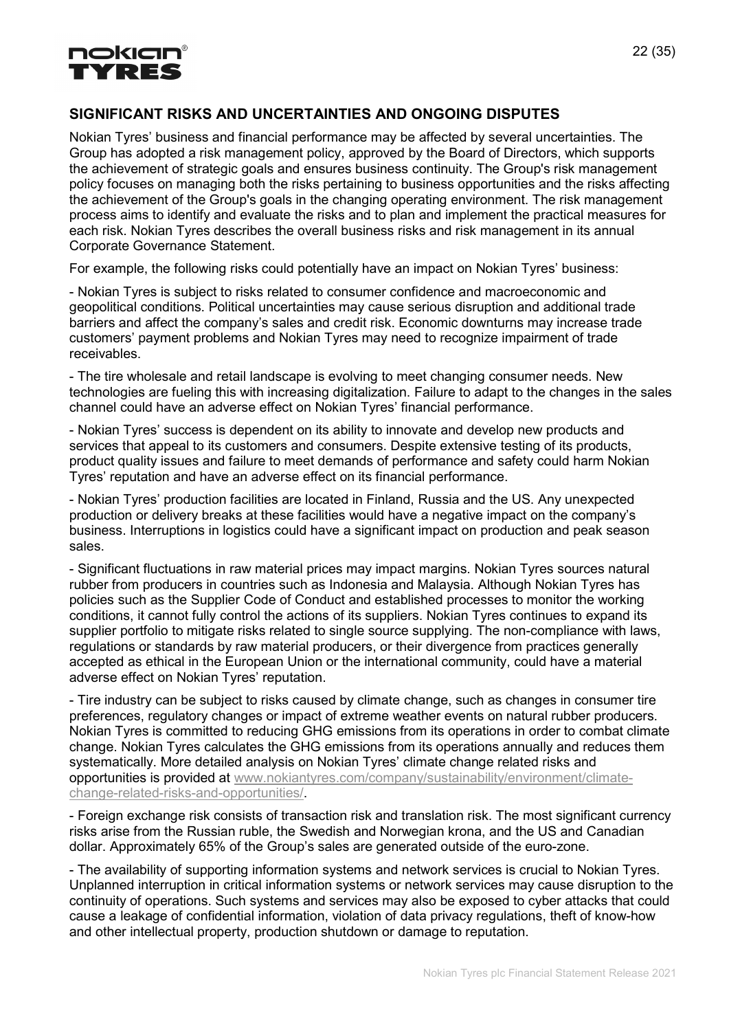## SIGNIFICANT RISKS AND UNCERTAINTIES AND ONGOING DISPUTES

Nokian Tyres' business and financial performance may be affected by several uncertainties. The Group has adopted a risk management policy, approved by the Board of Directors, which supports the achievement of strategic goals and ensures business continuity. The Group's risk management policy focuses on managing both the risks pertaining to business opportunities and the risks affecting the achievement of the Group's goals in the changing operating environment. The risk management process aims to identify and evaluate the risks and to plan and implement the practical measures for each risk. Nokian Tyres describes the overall business risks and risk management in its annual Corporate Governance Statement.

For example, the following risks could potentially have an impact on Nokian Tyres' business:

- Nokian Tyres is subject to risks related to consumer confidence and macroeconomic and geopolitical conditions. Political uncertainties may cause serious disruption and additional trade barriers and affect the company's sales and credit risk. Economic downturns may increase trade customers' payment problems and Nokian Tyres may need to recognize impairment of trade receivables.

- The tire wholesale and retail landscape is evolving to meet changing consumer needs. New technologies are fueling this with increasing digitalization. Failure to adapt to the changes in the sales channel could have an adverse effect on Nokian Tyres' financial performance.

- Nokian Tyres' success is dependent on its ability to innovate and develop new products and services that appeal to its customers and consumers. Despite extensive testing of its products, product quality issues and failure to meet demands of performance and safety could harm Nokian Tyres' reputation and have an adverse effect on its financial performance.

- Nokian Tyres' production facilities are located in Finland, Russia and the US. Any unexpected production or delivery breaks at these facilities would have a negative impact on the company's business. Interruptions in logistics could have a significant impact on production and peak season sales.

- Significant fluctuations in raw material prices may impact margins. Nokian Tyres sources natural rubber from producers in countries such as Indonesia and Malaysia. Although Nokian Tyres has policies such as the Supplier Code of Conduct and established processes to monitor the working conditions, it cannot fully control the actions of its suppliers. Nokian Tyres continues to expand its supplier portfolio to mitigate risks related to single source supplying. The non-compliance with laws, regulations or standards by raw material producers, or their divergence from practices generally accepted as ethical in the European Union or the international community, could have a material adverse effect on Nokian Tyres' reputation.

- Tire industry can be subject to risks caused by climate change, such as changes in consumer tire preferences, regulatory changes or impact of extreme weather events on natural rubber producers. Nokian Tyres is committed to reducing GHG emissions from its operations in order to combat climate change. Nokian Tyres calculates the GHG emissions from its operations annually and reduces them systematically. More detailed analysis on Nokian Tyres' climate change related risks and opportunities is provided at www.nokiantyres.com/company/sustainability/environment/climate-change-related-risks-and-opportunities/.

- Foreign exchange risk consists of transaction risk and translation risk. The most significant currency risks arise from the Russian ruble, the Swedish and Norwegian krona, and the US and Canadian dollar. Approximately 65% of the Group's sales are generated outside of the euro-zone.

- The availability of supporting information systems and network services is crucial to Nokian Tyres. Unplanned interruption in critical information systems or network services may cause disruption to the continuity of operations. Such systems and services may also be exposed to cyber attacks that could cause a leakage of confidential information, violation of data privacy regulations, theft of know-how and other intellectual property, production shutdown or damage to reputation.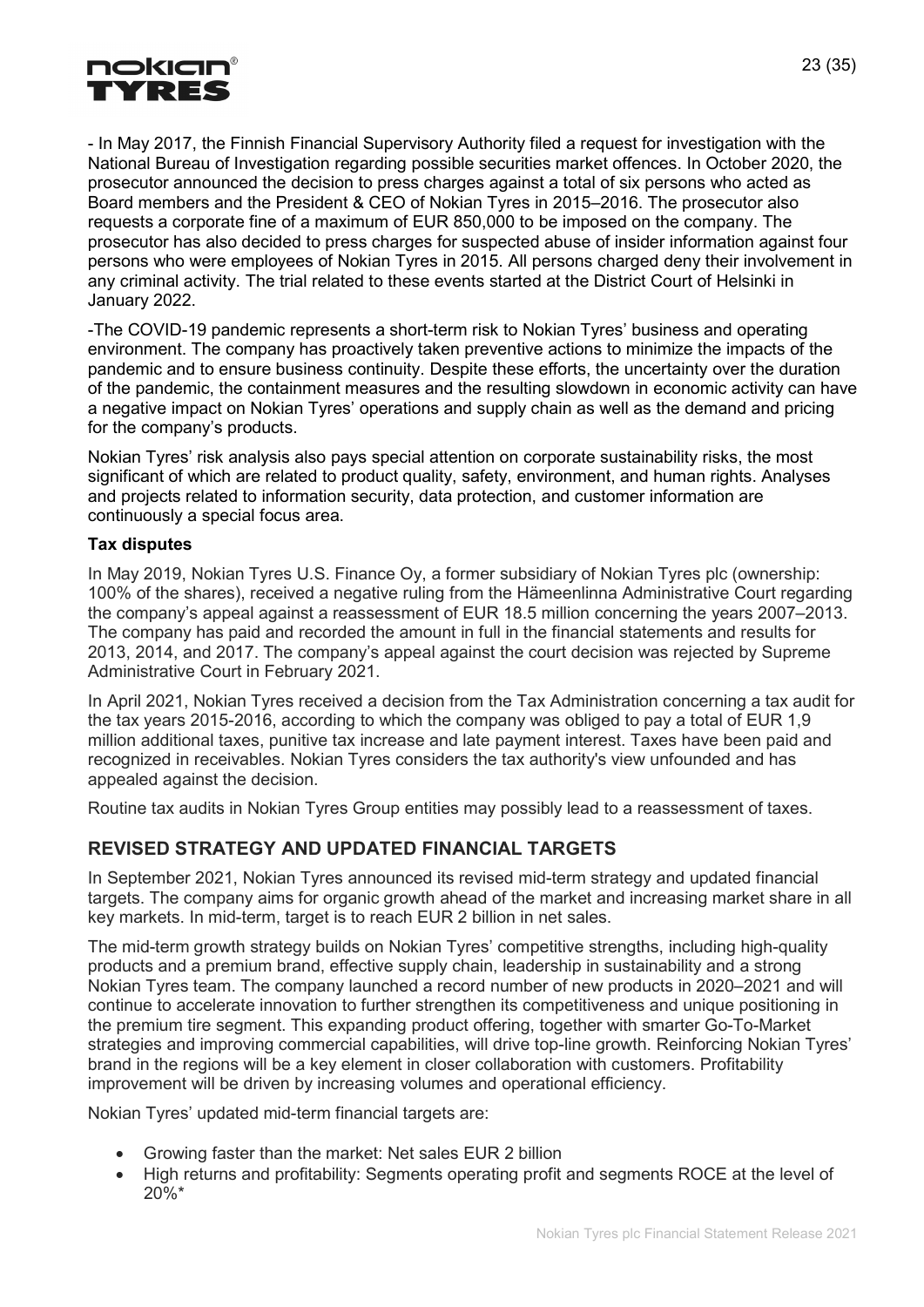- In May 2017, the Finnish Financial Supervisory Authority filed a request for investigation with the National Bureau of Investigation regarding possible securities market offences. In October 2020, the prosecutor announced the decision to press charges against a total of six persons who acted as Board members and the President & CEO of Nokian Tyres in 2015–2016. The prosecutor also requests a corporate fine of a maximum of EUR 850,000 to be imposed on the company. The prosecutor has also decided to press charges for suspected abuse of insider information against four persons who were employees of Nokian Tyres in 2015. All persons charged deny their involvement in any criminal activity. The trial related to these events started at the District Court of Helsinki in January 2022.

-The COVID-19 pandemic represents a short-term risk to Nokian Tyres' business and operating environment. The company has proactively taken preventive actions to minimize the impacts of the pandemic and to ensure business continuity. Despite these efforts, the uncertainty over the duration of the pandemic, the containment measures and the resulting slowdown in economic activity can have a negative impact on Nokian Tyres' operations and supply chain as well as the demand and pricing for the company's products.

Nokian Tyres' risk analysis also pays special attention on corporate sustainability risks, the most significant of which are related to product quality, safety, environment, and human rights. Analyses and projects related to information security, data protection, and customer information are continuously a special focus area.

**Tax disputes**

In May 2019, Nokian Tyres U.S. Finance Oy, a former subsidiary of Nokian Tyres plc (ownership: 100% of the shares), received a negative ruling from the Hämeenlinna Administrative Court regarding the company's appeal against a reassessment of EUR 18.5 million concerning the years 2007–2013. The company has paid and recorded the amount in full in the financial statements and results for 2013, 2014, and 2017. The company's appeal against the court decision was rejected by Supreme Administrative Court in February 2021.

In April 2021, Nokian Tyres received a decision from the Tax Administration concerning a tax audit for the tax years 2015-2016, according to which the company was obliged to pay a total of EUR 1,9 million additional taxes, punitive tax increase and late payment interest. Taxes have been paid and recognized in receivables. Nokian Tyres considers the tax authority's view unfounded and has appealed against the decision.

Routine tax audits in Nokian Tyres Group entities may possibly lead to a reassessment of taxes.

## REVISED STRATEGY AND UPDATED FINANCIAL TARGETS

In September 2021, Nokian Tyres announced its revised mid-term strategy and updated financial targets. The company aims for organic growth ahead of the market and increasing market share in all key markets. In mid-term, target is to reach EUR 2 billion in net sales.

The mid-term growth strategy builds on Nokian Tyres' competitive strengths, including high-quality products and a premium brand, effective supply chain, leadership in sustainability and a strong Nokian Tyres team. The company launched a record number of new products in 2020–2021 and will continue to accelerate innovation to further strengthen its competitiveness and unique positioning in the premium tire segment. This expanding product offering, together with smarter Go-To-Market strategies and improving commercial capabilities, will drive top-line growth. Reinforcing Nokian Tyres' brand in the regions will be a key element in closer collaboration with customers. Profitability improvement will be driven by increasing volumes and operational efficiency.

Nokian Tyres' updated mid-term financial targets are:

- Growing faster than the market: Net sales EUR 2 billion
- High returns and profitability: Segments operating profit and segments ROCE at the level of 20%*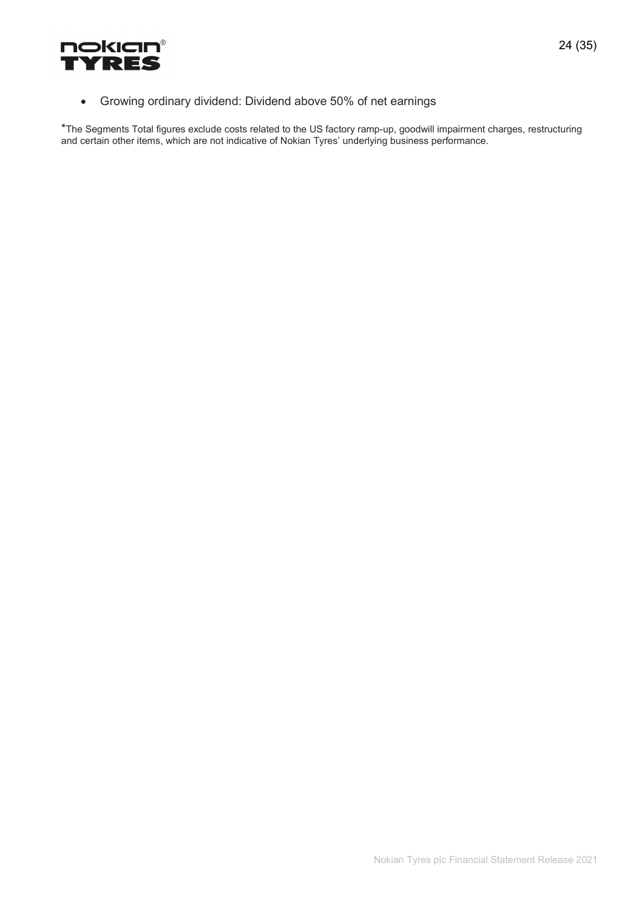- Growing ordinary dividend: Dividend above 50% of net earnings

*The Segments Total figures exclude costs related to the US factory ramp-up, goodwill impairment charges, restructuring and certain other items, which are not indicative of Nokian Tyres' underlying business performance.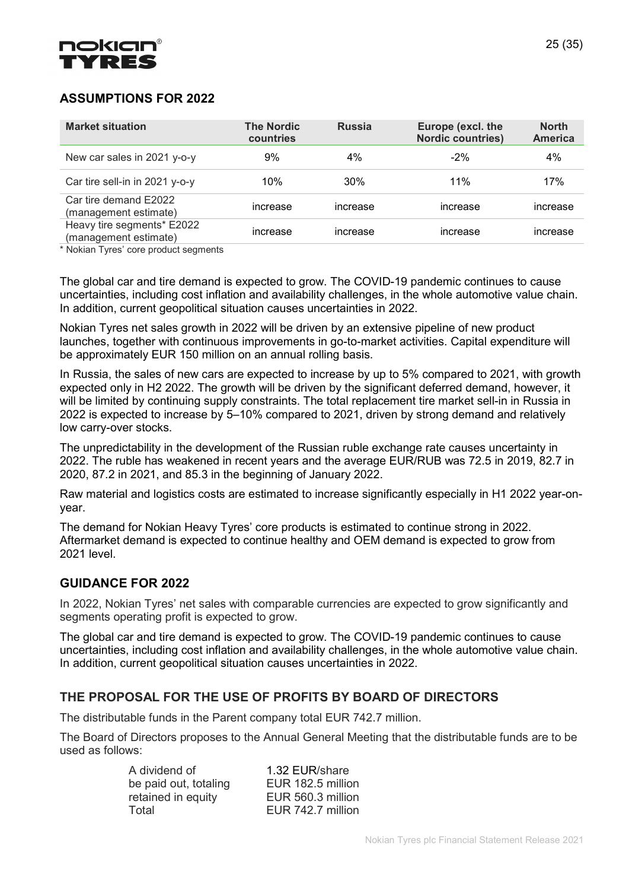## ASSUMPTIONS FOR 2022

| Market situation | The Nordic countries | Russia | Europe (excl. the Nordic countries) | North America |
|---|---|---|---|---|
| New car sales in 2021 y-o-y | 9% | 4% | -2% | 4% |
| Car tire sell-in in 2021 y-o-y | 10% | 30% | 11% | 17% |
| Car tire demand E2022 (management estimate) | increase | increase | increase | increase |
| Heavy tire segments* E2022 (management estimate) | increase | increase | increase | increase |

* Nokian Tyres' core product segments

The global car and tire demand is expected to grow. The COVID-19 pandemic continues to cause uncertainties, including cost inflation and availability challenges, in the whole automotive value chain. In addition, current geopolitical situation causes uncertainties in 2022.

Nokian Tyres net sales growth in 2022 will be driven by an extensive pipeline of new product launches, together with continuous improvements in go-to-market activities. Capital expenditure will be approximately EUR 150 million on an annual rolling basis.

In Russia, the sales of new cars are expected to increase by up to 5% compared to 2021, with growth expected only in H2 2022. The growth will be driven by the significant deferred demand, however, it will be limited by continuing supply constraints. The total replacement tire market sell-in in Russia in 2022 is expected to increase by 5–10% compared to 2021, driven by strong demand and relatively low carry-over stocks.

The unpredictability in the development of the Russian ruble exchange rate causes uncertainty in 2022. The ruble has weakened in recent years and the average EUR/RUB was 72.5 in 2019, 82.7 in 2020, 87.2 in 2021, and 85.3 in the beginning of January 2022.

Raw material and logistics costs are estimated to increase significantly especially in H1 2022 year-on-year.

The demand for Nokian Heavy Tyres' core products is estimated to continue strong in 2022. Aftermarket demand is expected to continue healthy and OEM demand is expected to grow from 2021 level.

## GUIDANCE FOR 2022

In 2022, Nokian Tyres' net sales with comparable currencies are expected to grow significantly and segments operating profit is expected to grow.

The global car and tire demand is expected to grow. The COVID-19 pandemic continues to cause uncertainties, including cost inflation and availability challenges, in the whole automotive value chain. In addition, current geopolitical situation causes uncertainties in 2022.

## THE PROPOSAL FOR THE USE OF PROFITS BY BOARD OF DIRECTORS

The distributable funds in the Parent company total EUR 742.7 million.

The Board of Directors proposes to the Annual General Meeting that the distributable funds are to be used as follows:

| | |
|---|---|
| A dividend of | 1.32 EUR/share |
| be paid out, totaling | EUR 182.5 million |
| retained in equity | EUR 560.3 million |
| Total | EUR 742.7 million |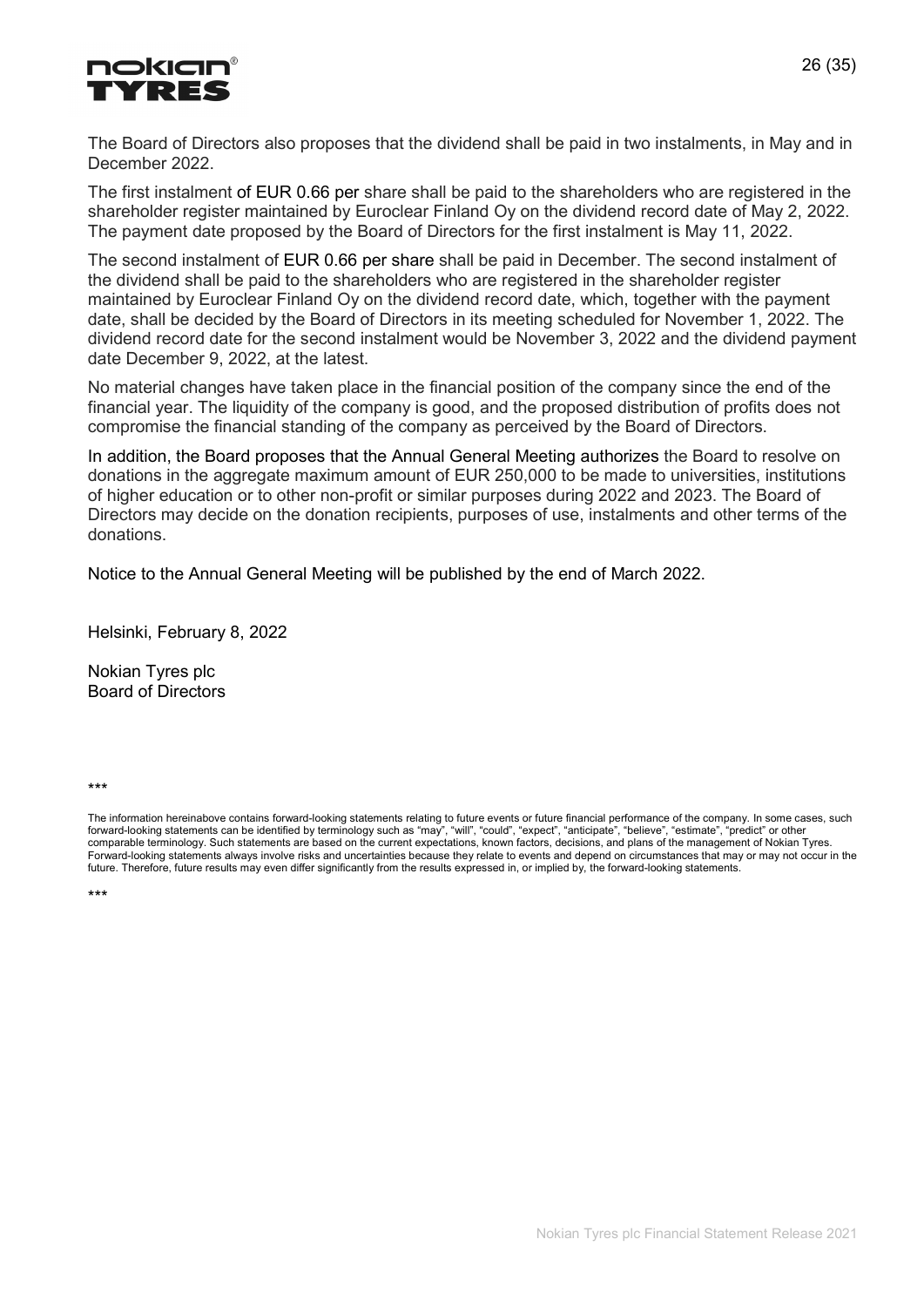The Board of Directors also proposes that the dividend shall be paid in two instalments, in May and in December 2022.

The first instalment of EUR 0.66 per share shall be paid to the shareholders who are registered in the shareholder register maintained by Euroclear Finland Oy on the dividend record date of May 2, 2022. The payment date proposed by the Board of Directors for the first instalment is May 11, 2022.

The second instalment of EUR 0.66 per share shall be paid in December. The second instalment of the dividend shall be paid to the shareholders who are registered in the shareholder register maintained by Euroclear Finland Oy on the dividend record date, which, together with the payment date, shall be decided by the Board of Directors in its meeting scheduled for November 1, 2022. The dividend record date for the second instalment would be November 3, 2022 and the dividend payment date December 9, 2022, at the latest.

No material changes have taken place in the financial position of the company since the end of the financial year. The liquidity of the company is good, and the proposed distribution of profits does not compromise the financial standing of the company as perceived by the Board of Directors.

In addition, the Board proposes that the Annual General Meeting authorizes the Board to resolve on donations in the aggregate maximum amount of EUR 250,000 to be made to universities, institutions of higher education or to other non-profit or similar purposes during 2022 and 2023. The Board of Directors may decide on the donation recipients, purposes of use, instalments and other terms of the donations.

Notice to the Annual General Meeting will be published by the end of March 2022.

Helsinki, February 8, 2022

Nokian Tyres plc
Board of Directors

***

The information hereinabove contains forward-looking statements relating to future events or future financial performance of the company. In some cases, such forward-looking statements can be identified by terminology such as "may", "will", "could", "expect", "anticipate", "believe", "estimate", "predict" or other comparable terminology. Such statements are based on the current expectations, known factors, decisions, and plans of the management of Nokian Tyres. Forward-looking statements always involve risks and uncertainties because they relate to events and depend on circumstances that may or may not occur in the future. Therefore, future results may even differ significantly from the results expressed in, or implied by, the forward-looking statements.

***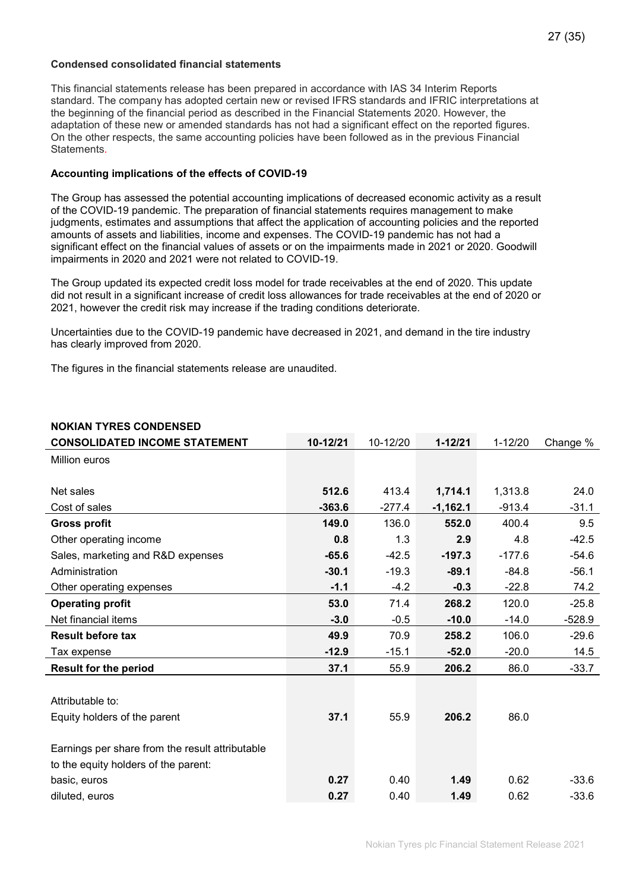### Condensed consolidated financial statements

This financial statements release has been prepared in accordance with IAS 34 Interim Reports standard. The company has adopted certain new or revised IFRS standards and IFRIC interpretations at the beginning of the financial period as described in the Financial Statements 2020. However, the adaptation of these new or amended standards has not had a significant effect on the reported figures. On the other respects, the same accounting policies have been followed as in the previous Financial Statements.

### Accounting implications of the effects of COVID-19

The Group has assessed the potential accounting implications of decreased economic activity as a result of the COVID-19 pandemic. The preparation of financial statements requires management to make judgments, estimates and assumptions that affect the application of accounting policies and the reported amounts of assets and liabilities, income and expenses. The COVID-19 pandemic has not had a significant effect on the financial values of assets or on the impairments made in 2021 or 2020. Goodwill impairments in 2020 and 2021 were not related to COVID-19.

The Group updated its expected credit loss model for trade receivables at the end of 2020. This update did not result in a significant increase of credit loss allowances for trade receivables at the end of 2020 or 2021, however the credit risk may increase if the trading conditions deteriorate.

Uncertainties due to the COVID-19 pandemic have decreased in 2021, and demand in the tire industry has clearly improved from 2020.

The figures in the financial statements release are unaudited.

| NOKIAN TYRES CONDENSED CONSOLIDATED INCOME STATEMENT | 10-12/21 | 10-12/20 | 1-12/21 | 1-12/20 | Change % |
|---|---|---|---|---|---|
| Million euros | | | | | |
| Net sales | **512.6** | 413.4 | **1,714.1** | 1,313.8 | 24.0 |
| Cost of sales | **-363.6** | -277.4 | **-1,162.1** | -913.4 | -31.1 |
| **Gross profit** | **149.0** | 136.0 | **552.0** | 400.4 | 9.5 |
| Other operating income | **0.8** | 1.3 | **2.9** | 4.8 | -42.5 |
| Sales, marketing and R&D expenses | **-65.6** | -42.5 | **-197.3** | -177.6 | -54.6 |
| Administration | **-30.1** | -19.3 | **-89.1** | -84.8 | -56.1 |
| Other operating expenses | **-1.1** | -4.2 | **-0.3** | -22.8 | 74.2 |
| **Operating profit** | **53.0** | 71.4 | **268.2** | 120.0 | -25.8 |
| Net financial items | **-3.0** | -0.5 | **-10.0** | -14.0 | -528.9 |
| **Result before tax** | **49.9** | 70.9 | **258.2** | 106.0 | -29.6 |
| Tax expense | **-12.9** | -15.1 | **-52.0** | -20.0 | 14.5 |
| **Result for the period** | **37.1** | 55.9 | **206.2** | 86.0 | -33.7 |
| | | | | | |
| Attributable to: | | | | | |
| Equity holders of the parent | **37.1** | 55.9 | **206.2** | 86.0 | |
| | | | | | |
| Earnings per share from the result attributable to the equity holders of the parent: | | | | | |
| basic, euros | **0.27** | 0.40 | **1.49** | 0.62 | -33.6 |
| diluted, euros | **0.27** | 0.40 | **1.49** | 0.62 | -33.6 |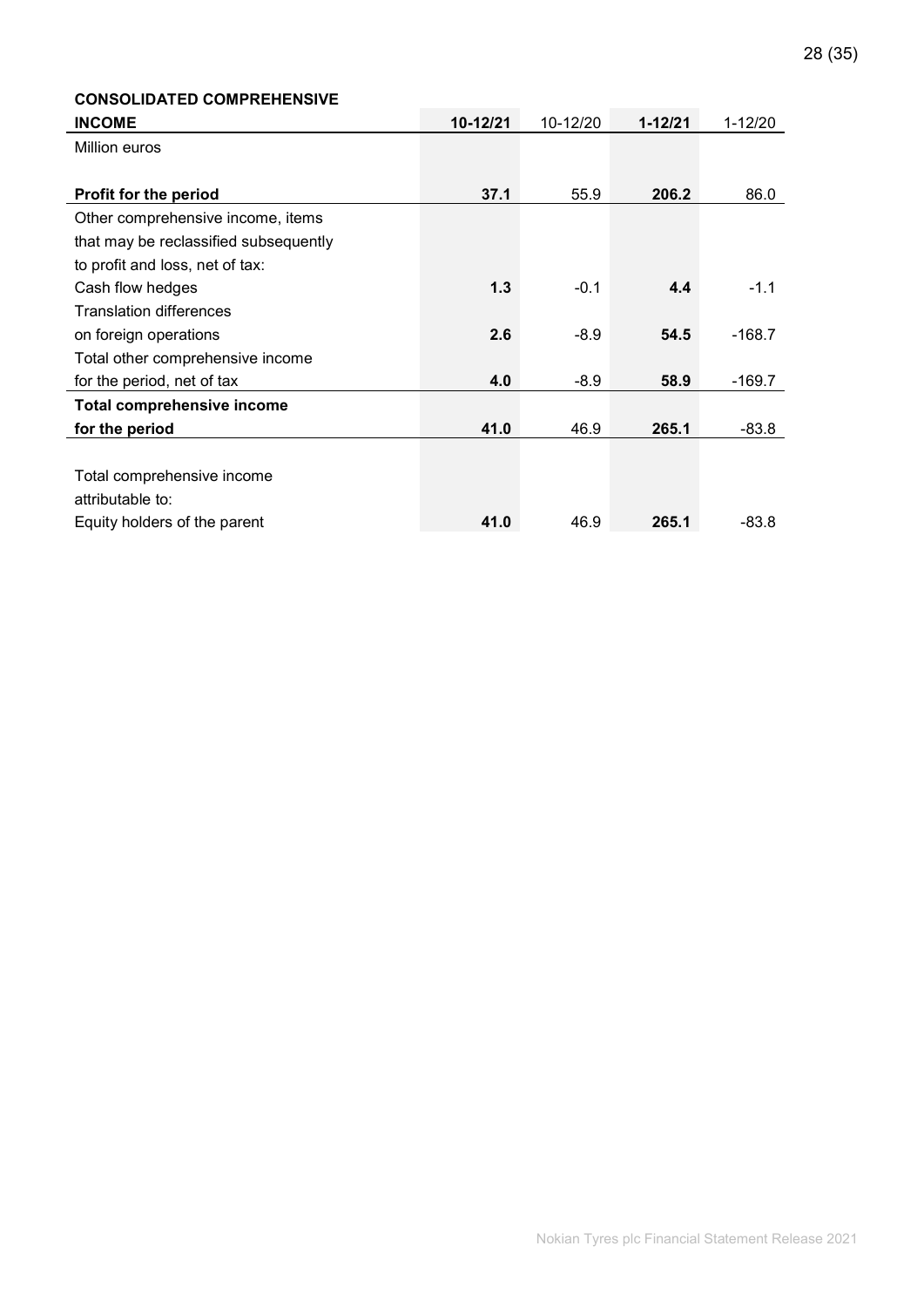| **CONSOLIDATED COMPREHENSIVE INCOME** | **10-12/21** | 10-12/20 | **1-12/21** | 1-12/20 |
|---|---|---|---|---|
| Million euros | | | | |
| **Profit for the period** | **37.1** | 55.9 | **206.2** | 86.0 |
| Other comprehensive income, items that may be reclassified subsequently to profit and loss, net of tax: | | | | |
| Cash flow hedges | **1.3** | -0.1 | **4.4** | -1.1 |
| Translation differences on foreign operations | **2.6** | -8.9 | **54.5** | -168.7 |
| Total other comprehensive income for the period, net of tax | **4.0** | -8.9 | **58.9** | -169.7 |
| **Total comprehensive income for the period** | **41.0** | 46.9 | **265.1** | -83.8 |
| | | | | |
| Total comprehensive income attributable to: | | | | |
| Equity holders of the parent | **41.0** | 46.9 | **265.1** | -83.8 |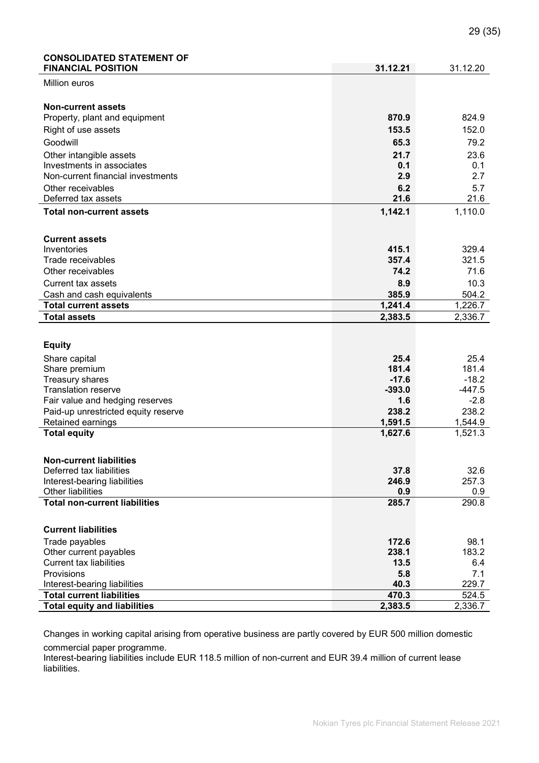| CONSOLIDATED STATEMENT OF FINANCIAL POSITION | **31.12.21** | 31.12.20 |
|---|---|---|
| Million euros | | |
| | | |
| **Non-current assets** | | |
| Property, plant and equipment | **870.9** | 824.9 |
| Right of use assets | **153.5** | 152.0 |
| Goodwill | **65.3** | 79.2 |
| Other intangible assets | **21.7** | 23.6 |
| Investments in associates | **0.1** | 0.1 |
| Non-current financial investments | **2.9** | 2.7 |
| Other receivables | **6.2** | 5.7 |
| Deferred tax assets | **21.6** | 21.6 |
| **Total non-current assets** | **1,142.1** | 1,110.0 |
| | | |
| **Current assets** | | |
| Inventories | **415.1** | 329.4 |
| Trade receivables | **357.4** | 321.5 |
| Other receivables | **74.2** | 71.6 |
| Current tax assets | **8.9** | 10.3 |
| Cash and cash equivalents | **385.9** | 504.2 |
| **Total current assets** | **1,241.4** | 1,226.7 |
| **Total assets** | **2,383.5** | 2,336.7 |
| | | |
| **Equity** | | |
| Share capital | **25.4** | 25.4 |
| Share premium | **181.4** | 181.4 |
| Treasury shares | **-17.6** | -18.2 |
| Translation reserve | **-393.0** | -447.5 |
| Fair value and hedging reserves | **1.6** | -2.8 |
| Paid-up unrestricted equity reserve | **238.2** | 238.2 |
| Retained earnings | **1,591.5** | 1,544.9 |
| **Total equity** | **1,627.6** | 1,521.3 |
| | | |
| **Non-current liabilities** | | |
| Deferred tax liabilities | **37.8** | 32.6 |
| Interest-bearing liabilities | **246.9** | 257.3 |
| Other liabilities | **0.9** | 0.9 |
| **Total non-current liabilities** | **285.7** | 290.8 |
| | | |
| **Current liabilities** | | |
| Trade payables | **172.6** | 98.1 |
| Other current payables | **238.1** | 183.2 |
| Current tax liabilities | **13.5** | 6.4 |
| Provisions | **5.8** | 7.1 |
| Interest-bearing liabilities | **40.3** | 229.7 |
| **Total current liabilities** | **470.3** | 524.5 |
| **Total equity and liabilities** | **2,383.5** | 2,336.7 |

Changes in working capital arising from operative business are partly covered by EUR 500 million domestic commercial paper programme.
Interest-bearing liabilities include EUR 118.5 million of non-current and EUR 39.4 million of current lease liabilities.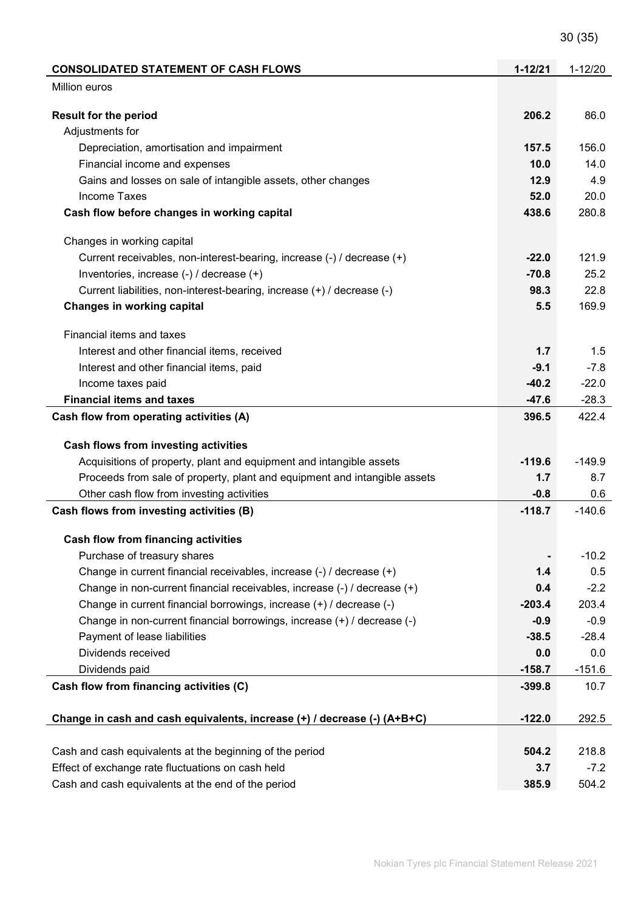| CONSOLIDATED STATEMENT OF CASH FLOWS | 1-12/21 | 1-12/20 |
|---|---|---|
| Million euros | | |
| | | |
| **Result for the period** | **206.2** | 86.0 |
| Adjustments for | | |
| Depreciation, amortisation and impairment | **157.5** | 156.0 |
| Financial income and expenses | **10.0** | 14.0 |
| Gains and losses on sale of intangible assets, other changes | **12.9** | 4.9 |
| Income Taxes | **52.0** | 20.0 |
| **Cash flow before changes in working capital** | **438.6** | 280.8 |
| | | |
| Changes in working capital | | |
| Current receivables, non-interest-bearing, increase (-) / decrease (+) | **-22.0** | 121.9 |
| Inventories, increase (-) / decrease (+) | **-70.8** | 25.2 |
| Current liabilities, non-interest-bearing, increase (+) / decrease (-) | **98.3** | 22.8 |
| **Changes in working capital** | **5.5** | 169.9 |
| | | |
| Financial items and taxes | | |
| Interest and other financial items, received | **1.7** | 1.5 |
| Interest and other financial items, paid | **-9.1** | -7.8 |
| Income taxes paid | **-40.2** | -22.0 |
| **Financial items and taxes** | **-47.6** | -28.3 |
| **Cash flow from operating activities (A)** | **396.5** | 422.4 |
| | | |
| **Cash flows from investing activities** | | |
| Acquisitions of property, plant and equipment and intangible assets | **-119.6** | -149.9 |
| Proceeds from sale of property, plant and equipment and intangible assets | **1.7** | 8.7 |
| Other cash flow from investing activities | **-0.8** | 0.6 |
| **Cash flows from investing activities (B)** | **-118.7** | -140.6 |
| | | |
| **Cash flow from financing activities** | | |
| Purchase of treasury shares | **-** | -10.2 |
| Change in current financial receivables, increase (-) / decrease (+) | **1.4** | 0.5 |
| Change in non-current financial receivables, increase (-) / decrease (+) | **0.4** | -2.2 |
| Change in current financial borrowings, increase (+) / decrease (-) | **-203.4** | 203.4 |
| Change in non-current financial borrowings, increase (+) / decrease (-) | **-0.9** | -0.9 |
| Payment of lease liabilities | **-38.5** | -28.4 |
| Dividends received | **0.0** | 0.0 |
| Dividends paid | **-158.7** | -151.6 |
| **Cash flow from financing activities (C)** | **-399.8** | 10.7 |
| | | |
| **Change in cash and cash equivalents, increase (+) / decrease (-) (A+B+C)** | **-122.0** | 292.5 |
| | | |
| Cash and cash equivalents at the beginning of the period | **504.2** | 218.8 |
| Effect of exchange rate fluctuations on cash held | **3.7** | -7.2 |
| Cash and cash equivalents at the end of the period | **385.9** | 504.2 |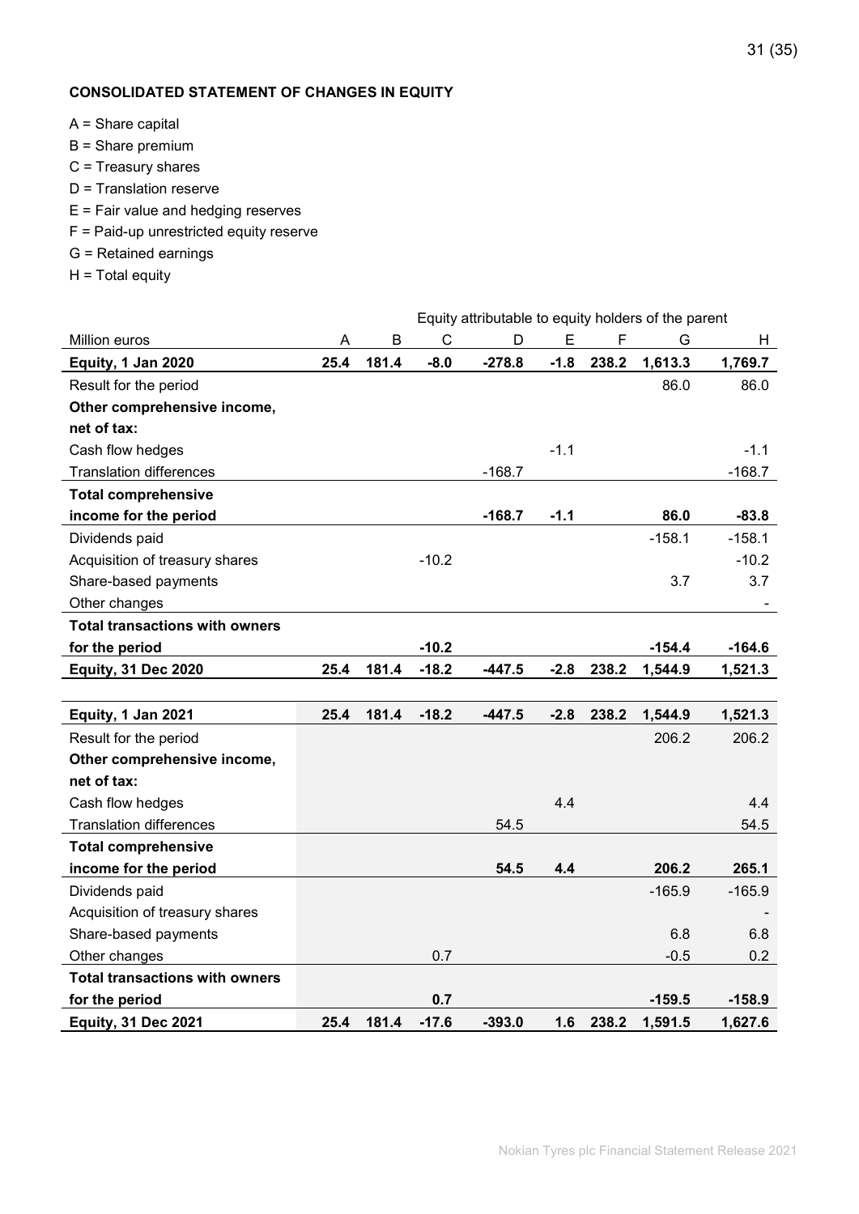**CONSOLIDATED STATEMENT OF CHANGES IN EQUITY**

A = Share capital
B = Share premium
C = Treasury shares
D = Translation reserve
E = Fair value and hedging reserves
F = Paid-up unrestricted equity reserve
G = Retained earnings
H = Total equity

| | Equity attributable to equity holders of the parent | | | | | | | |
|---|---|---|---|---|---|---|---|---|
| Million euros | A | B | C | D | E | F | G | H |
| **Equity, 1 Jan 2020** | **25.4** | **181.4** | **-8.0** | **-278.8** | **-1.8** | **238.2** | **1,613.3** | **1,769.7** |
| Result for the period | | | | | | | 86.0 | 86.0 |
| **Other comprehensive income, net of tax:** | | | | | | | | |
| Cash flow hedges | | | | | -1.1 | | | -1.1 |
| Translation differences | | | | -168.7 | | | | -168.7 |
| **Total comprehensive income for the period** | | | | **-168.7** | **-1.1** | | **86.0** | **-83.8** |
| Dividends paid | | | | | | | -158.1 | -158.1 |
| Acquisition of treasury shares | | | -10.2 | | | | | -10.2 |
| Share-based payments | | | | | | | 3.7 | 3.7 |
| Other changes | | | | | | | | - |
| **Total transactions with owners for the period** | | | **-10.2** | | | | **-154.4** | **-164.6** |
| **Equity, 31 Dec 2020** | **25.4** | **181.4** | **-18.2** | **-447.5** | **-2.8** | **238.2** | **1,544.9** | **1,521.3** |
| | | | | | | | | |
| **Equity, 1 Jan 2021** | **25.4** | **181.4** | **-18.2** | **-447.5** | **-2.8** | **238.2** | **1,544.9** | **1,521.3** |
| Result for the period | | | | | | | 206.2 | 206.2 |
| **Other comprehensive income, net of tax:** | | | | | | | | |
| Cash flow hedges | | | | | 4.4 | | | 4.4 |
| Translation differences | | | | 54.5 | | | | 54.5 |
| **Total comprehensive income for the period** | | | | **54.5** | **4.4** | | **206.2** | **265.1** |
| Dividends paid | | | | | | | -165.9 | -165.9 |
| Acquisition of treasury shares | | | | | | | | - |
| Share-based payments | | | | | | | 6.8 | 6.8 |
| Other changes | | | 0.7 | | | | -0.5 | 0.2 |
| **Total transactions with owners for the period** | | | **0.7** | | | | **-159.5** | **-158.9** |
| **Equity, 31 Dec 2021** | **25.4** | **181.4** | **-17.6** | **-393.0** | **1.6** | **238.2** | **1,591.5** | **1,627.6** |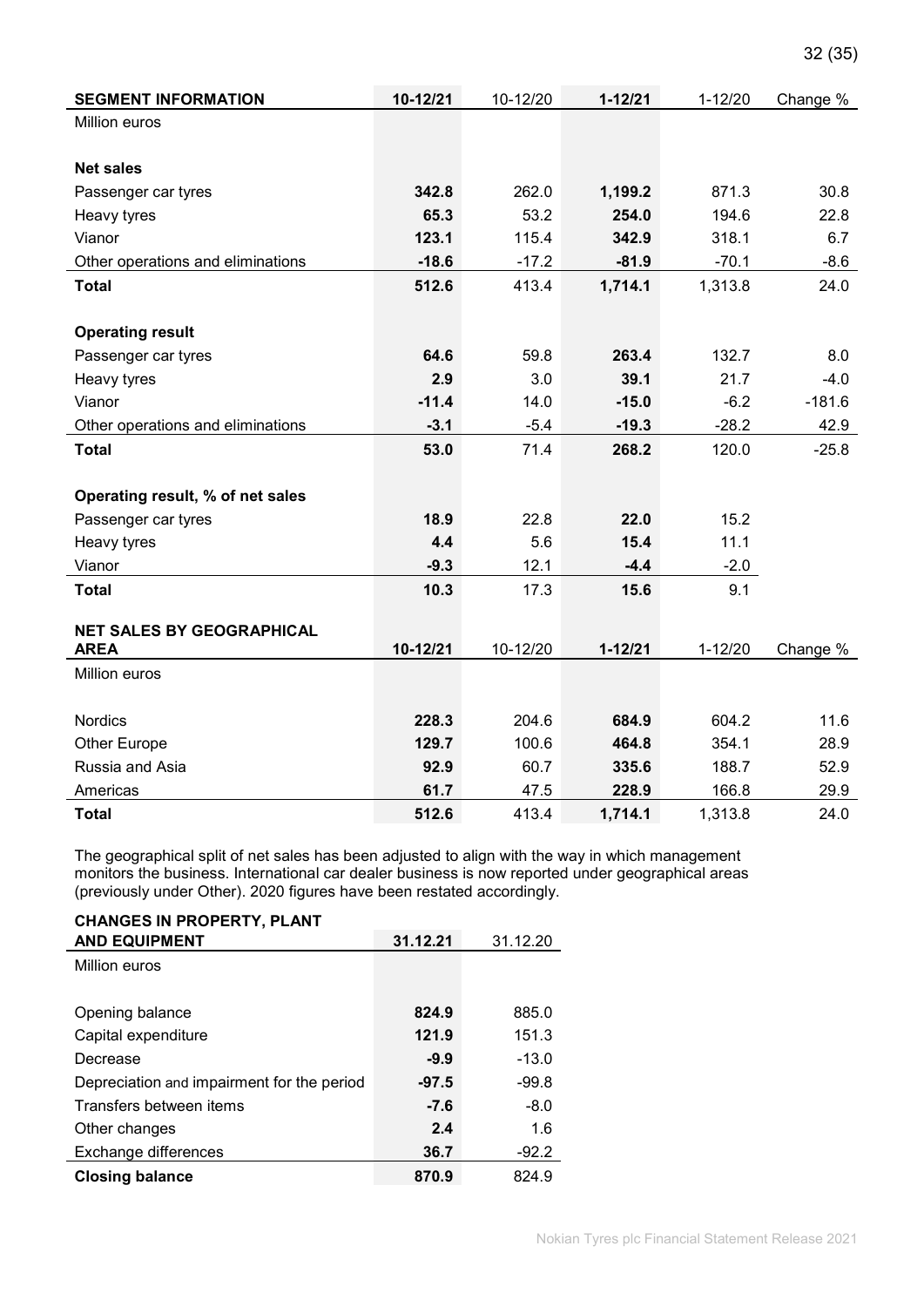| SEGMENT INFORMATION | 10-12/21 | 10-12/20 | 1-12/21 | 1-12/20 | Change % |
|---|---|---|---|---|---|
| Million euros | | | | | |
| | | | | | |
| **Net sales** | | | | | |
| Passenger car tyres | **342.8** | 262.0 | **1,199.2** | 871.3 | 30.8 |
| Heavy tyres | **65.3** | 53.2 | **254.0** | 194.6 | 22.8 |
| Vianor | **123.1** | 115.4 | **342.9** | 318.1 | 6.7 |
| Other operations and eliminations | **-18.6** | -17.2 | **-81.9** | -70.1 | -8.6 |
| **Total** | **512.6** | 413.4 | **1,714.1** | 1,313.8 | 24.0 |
| | | | | | |
| **Operating result** | | | | | |
| Passenger car tyres | **64.6** | 59.8 | **263.4** | 132.7 | 8.0 |
| Heavy tyres | **2.9** | 3.0 | **39.1** | 21.7 | -4.0 |
| Vianor | **-11.4** | 14.0 | **-15.0** | -6.2 | -181.6 |
| Other operations and eliminations | **-3.1** | -5.4 | **-19.3** | -28.2 | 42.9 |
| **Total** | **53.0** | 71.4 | **268.2** | 120.0 | -25.8 |
| | | | | | |
| **Operating result, % of net sales** | | | | | |
| Passenger car tyres | **18.9** | 22.8 | **22.0** | 15.2 | |
| Heavy tyres | **4.4** | 5.6 | **15.4** | 11.1 | |
| Vianor | **-9.3** | 12.1 | **-4.4** | -2.0 | |
| **Total** | **10.3** | 17.3 | **15.6** | 9.1 | |

| NET SALES BY GEOGRAPHICAL AREA | 10-12/21 | 10-12/20 | 1-12/21 | 1-12/20 | Change % |
|---|---|---|---|---|---|
| Million euros | | | | | |
| | | | | | |
| Nordics | **228.3** | 204.6 | **684.9** | 604.2 | 11.6 |
| Other Europe | **129.7** | 100.6 | **464.8** | 354.1 | 28.9 |
| Russia and Asia | **92.9** | 60.7 | **335.6** | 188.7 | 52.9 |
| Americas | **61.7** | 47.5 | **228.9** | 166.8 | 29.9 |
| **Total** | **512.6** | 413.4 | **1,714.1** | 1,313.8 | 24.0 |

The geographical split of net sales has been adjusted to align with the way in which management monitors the business. International car dealer business is now reported under geographical areas (previously under Other). 2020 figures have been restated accordingly.

| CHANGES IN PROPERTY, PLANT AND EQUIPMENT | 31.12.21 | 31.12.20 |
|---|---|---|
| Million euros | | |
| | | |
| Opening balance | **824.9** | 885.0 |
| Capital expenditure | **121.9** | 151.3 |
| Decrease | **-9.9** | -13.0 |
| Depreciation and impairment for the period | **-97.5** | -99.8 |
| Transfers between items | **-7.6** | -8.0 |
| Other changes | **2.4** | 1.6 |
| Exchange differences | **36.7** | -92.2 |
| **Closing balance** | **870.9** | 824.9 |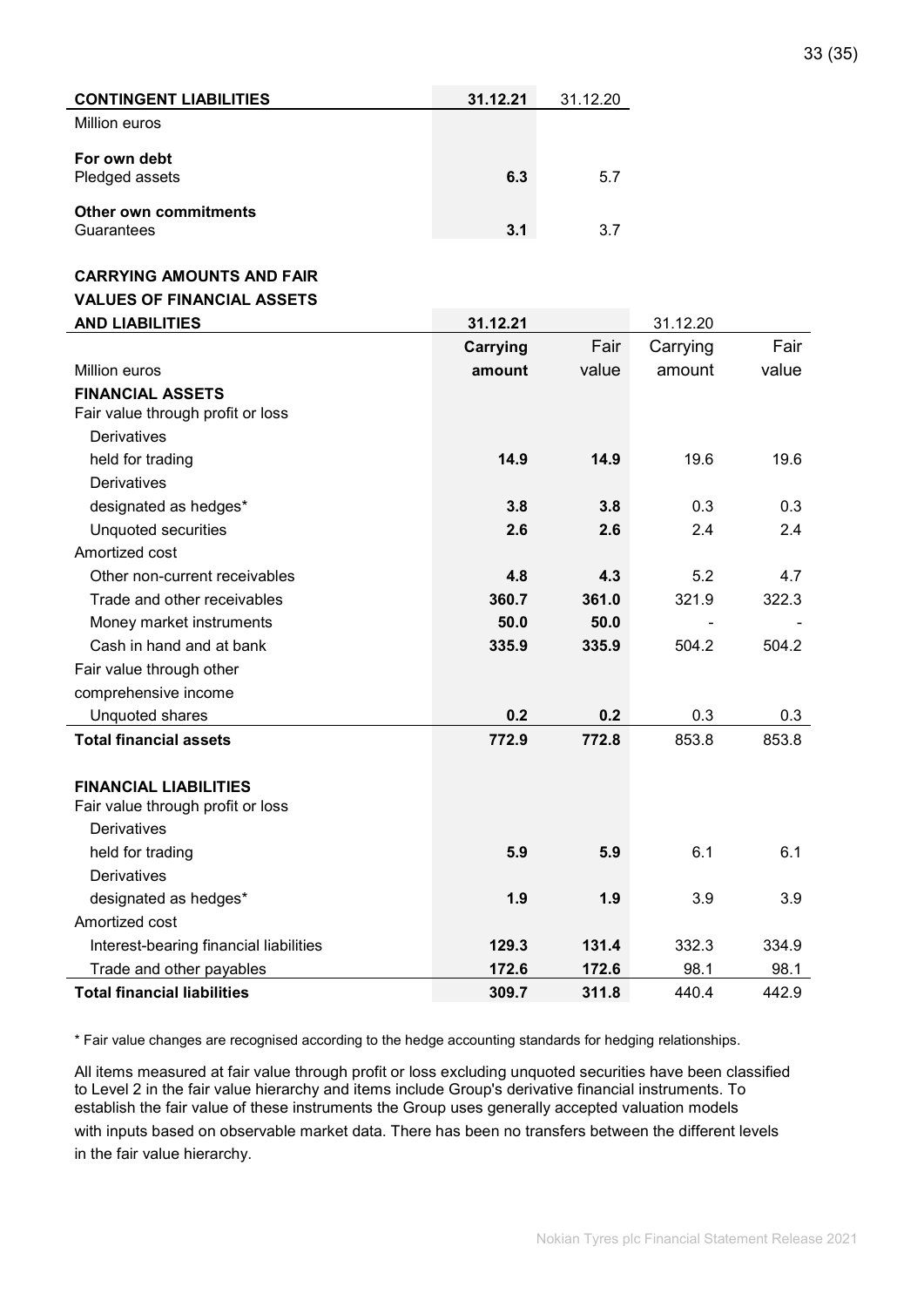| CONTINGENT LIABILITIES | 31.12.21 | 31.12.20 |
|---|---|---|
| Million euros | | |
| **For own debt** | | |
| Pledged assets | **6.3** | 5.7 |
| **Other own commitments** | | |
| Guarantees | **3.1** | 3.7 |

| CARRYING AMOUNTS AND FAIR VALUES OF FINANCIAL ASSETS AND LIABILITIES | 31.12.21 | | 31.12.20 | |
|---|---|---|---|---|
| Million euros | **Carrying amount** | Fair value | Carrying amount | Fair value |
| **FINANCIAL ASSETS** | | | | |
| Fair value through profit or loss | | | | |
| Derivatives held for trading | **14.9** | **14.9** | 19.6 | 19.6 |
| Derivatives designated as hedges* | **3.8** | **3.8** | 0.3 | 0.3 |
| Unquoted securities | **2.6** | **2.6** | 2.4 | 2.4 |
| Amortized cost | | | | |
| Other non-current receivables | **4.8** | **4.3** | 5.2 | 4.7 |
| Trade and other receivables | **360.7** | **361.0** | 321.9 | 322.3 |
| Money market instruments | **50.0** | **50.0** | - | - |
| Cash in hand and at bank | **335.9** | **335.9** | 504.2 | 504.2 |
| Fair value through other comprehensive income | | | | |
| Unquoted shares | **0.2** | **0.2** | 0.3 | 0.3 |
| **Total financial assets** | **772.9** | **772.8** | 853.8 | 853.8 |
| | | | | |
| **FINANCIAL LIABILITIES** | | | | |
| Fair value through profit or loss | | | | |
| Derivatives held for trading | **5.9** | **5.9** | 6.1 | 6.1 |
| Derivatives designated as hedges* | **1.9** | **1.9** | 3.9 | 3.9 |
| Amortized cost | | | | |
| Interest-bearing financial liabilities | **129.3** | **131.4** | 332.3 | 334.9 |
| Trade and other payables | **172.6** | **172.6** | 98.1 | 98.1 |
| **Total financial liabilities** | **309.7** | **311.8** | 440.4 | 442.9 |

* Fair value changes are recognised according to the hedge accounting standards for hedging relationships.

All items measured at fair value through profit or loss excluding unquoted securities have been classified to Level 2 in the fair value hierarchy and items include Group's derivative financial instruments. To establish the fair value of these instruments the Group uses generally accepted valuation models with inputs based on observable market data. There has been no transfers between the different levels in the fair value hierarchy.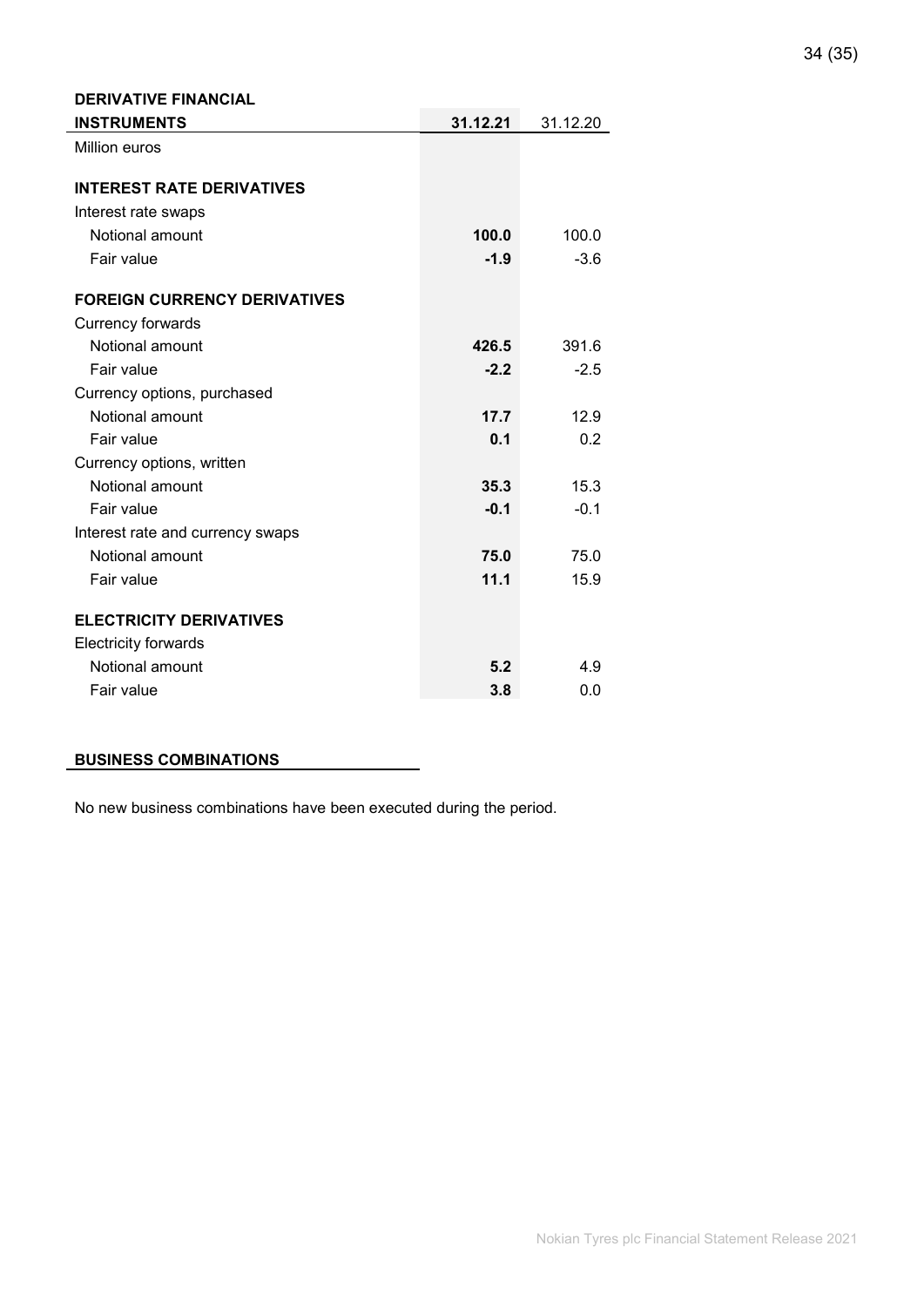| DERIVATIVE FINANCIAL INSTRUMENTS | 31.12.21 | 31.12.20 |
|---|---|---|
| Million euros | | |
| **INTEREST RATE DERIVATIVES** | | |
| Interest rate swaps | | |
| Notional amount | **100.0** | 100.0 |
| Fair value | **-1.9** | -3.6 |
| **FOREIGN CURRENCY DERIVATIVES** | | |
| Currency forwards | | |
| Notional amount | **426.5** | 391.6 |
| Fair value | **-2.2** | -2.5 |
| Currency options, purchased | | |
| Notional amount | **17.7** | 12.9 |
| Fair value | **0.1** | 0.2 |
| Currency options, written | | |
| Notional amount | **35.3** | 15.3 |
| Fair value | **-0.1** | -0.1 |
| Interest rate and currency swaps | | |
| Notional amount | **75.0** | 75.0 |
| Fair value | **11.1** | 15.9 |
| **ELECTRICITY DERIVATIVES** | | |
| Electricity forwards | | |
| Notional amount | **5.2** | 4.9 |
| Fair value | **3.8** | 0.0 |

## BUSINESS COMBINATIONS

No new business combinations have been executed during the period.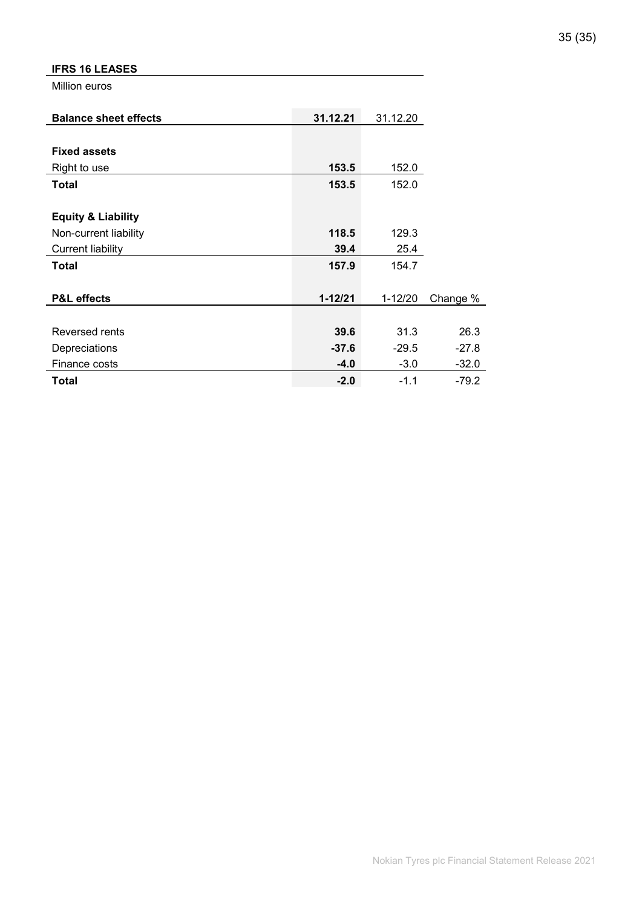**IFRS 16 LEASES**

Million euros

| Balance sheet effects | 31.12.21 | 31.12.20 | |
|---|---|---|---|
| | | | |
| **Fixed assets** | | | |
| Right to use | **153.5** | 152.0 | |
| **Total** | **153.5** | 152.0 | |
| | | | |
| **Equity & Liability** | | | |
| Non-current liability | **118.5** | 129.3 | |
| Current liability | **39.4** | 25.4 | |
| **Total** | **157.9** | 154.7 | |
| | | | |
| **P&L effects** | **1-12/21** | 1-12/20 | Change % |
| | | | |
| Reversed rents | **39.6** | 31.3 | 26.3 |
| Depreciations | **-37.6** | -29.5 | -27.8 |
| Finance costs | **-4.0** | -3.0 | -32.0 |
| **Total** | **-2.0** | -1.1 | -79.2 |